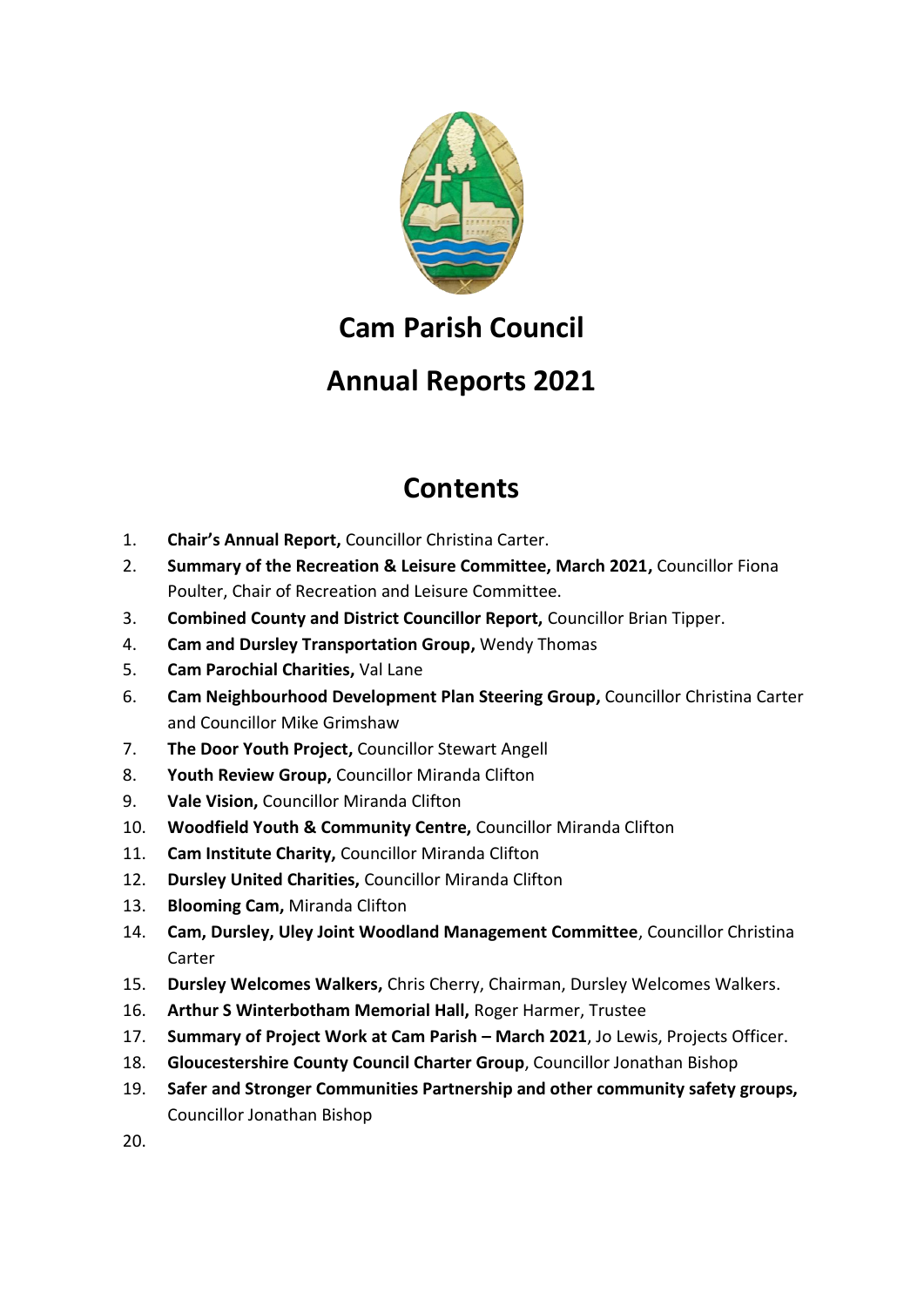# Cam Parish Council

# Annual Reports 2021

## Contents

1. **Chair's Annual Report,** Councillor Christina Carter.
2. **Summary of the Recreation & Leisure Committee, March 2021,** Councillor Fiona Poulter, Chair of Recreation and Leisure Committee.
3. **Combined County and District Councillor Report,** Councillor Brian Tipper.
4. **Cam and Dursley Transportation Group,** Wendy Thomas
5. **Cam Parochial Charities,** Val Lane
6. **Cam Neighbourhood Development Plan Steering Group,** Councillor Christina Carter and Councillor Mike Grimshaw
7. **The Door Youth Project,** Councillor Stewart Angell
8. **Youth Review Group,** Councillor Miranda Clifton
9. **Vale Vision,** Councillor Miranda Clifton
10. **Woodfield Youth & Community Centre,** Councillor Miranda Clifton
11. **Cam Institute Charity,** Councillor Miranda Clifton
12. **Dursley United Charities,** Councillor Miranda Clifton
13. **Blooming Cam,** Miranda Clifton
14. **Cam, Dursley, Uley Joint Woodland Management Committee**, Councillor Christina Carter
15. **Dursley Welcomes Walkers,** Chris Cherry, Chairman, Dursley Welcomes Walkers.
16. **Arthur S Winterbotham Memorial Hall,** Roger Harmer, Trustee
17. **Summary of Project Work at Cam Parish – March 2021**, Jo Lewis, Projects Officer.
18. **Gloucestershire County Council Charter Group**, Councillor Jonathan Bishop
19. **Safer and Stronger Communities Partnership and other community safety groups,** Councillor Jonathan Bishop
20.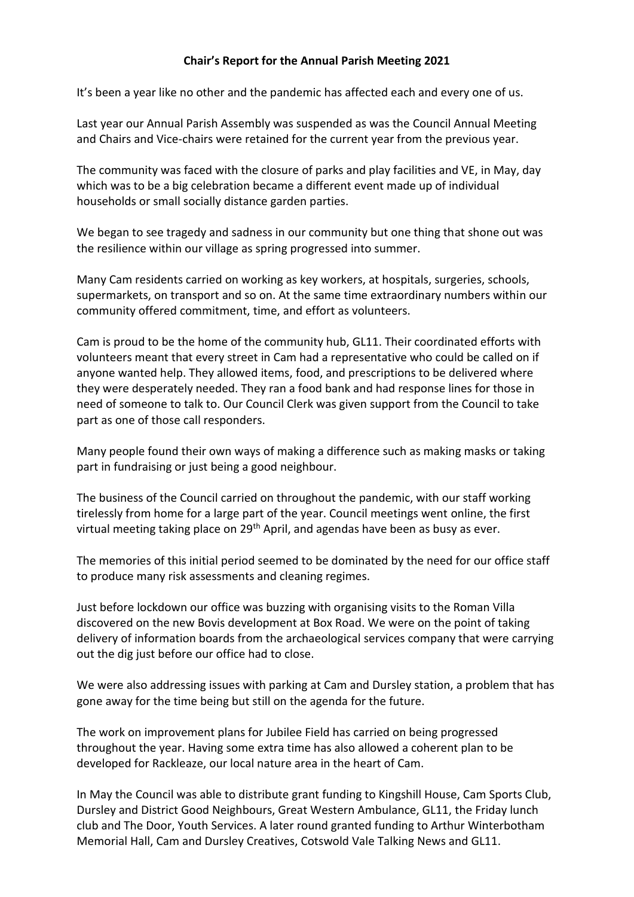**Chair's Report for the Annual Parish Meeting 2021**

It's been a year like no other and the pandemic has affected each and every one of us.

Last year our Annual Parish Assembly was suspended as was the Council Annual Meeting and Chairs and Vice-chairs were retained for the current year from the previous year.

The community was faced with the closure of parks and play facilities and VE, in May, day which was to be a big celebration became a different event made up of individual households or small socially distance garden parties.

We began to see tragedy and sadness in our community but one thing that shone out was the resilience within our village as spring progressed into summer.

Many Cam residents carried on working as key workers, at hospitals, surgeries, schools, supermarkets, on transport and so on. At the same time extraordinary numbers within our community offered commitment, time, and effort as volunteers.

Cam is proud to be the home of the community hub, GL11. Their coordinated efforts with volunteers meant that every street in Cam had a representative who could be called on if anyone wanted help. They allowed items, food, and prescriptions to be delivered where they were desperately needed. They ran a food bank and had response lines for those in need of someone to talk to. Our Council Clerk was given support from the Council to take part as one of those call responders.

Many people found their own ways of making a difference such as making masks or taking part in fundraising or just being a good neighbour.

The business of the Council carried on throughout the pandemic, with our staff working tirelessly from home for a large part of the year. Council meetings went online, the first virtual meeting taking place on 29th April, and agendas have been as busy as ever.

The memories of this initial period seemed to be dominated by the need for our office staff to produce many risk assessments and cleaning regimes.

Just before lockdown our office was buzzing with organising visits to the Roman Villa discovered on the new Bovis development at Box Road. We were on the point of taking delivery of information boards from the archaeological services company that were carrying out the dig just before our office had to close.

We were also addressing issues with parking at Cam and Dursley station, a problem that has gone away for the time being but still on the agenda for the future.

The work on improvement plans for Jubilee Field has carried on being progressed throughout the year. Having some extra time has also allowed a coherent plan to be developed for Rackleaze, our local nature area in the heart of Cam.

In May the Council was able to distribute grant funding to Kingshill House, Cam Sports Club, Dursley and District Good Neighbours, Great Western Ambulance, GL11, the Friday lunch club and The Door, Youth Services. A later round granted funding to Arthur Winterbotham Memorial Hall, Cam and Dursley Creatives, Cotswold Vale Talking News and GL11.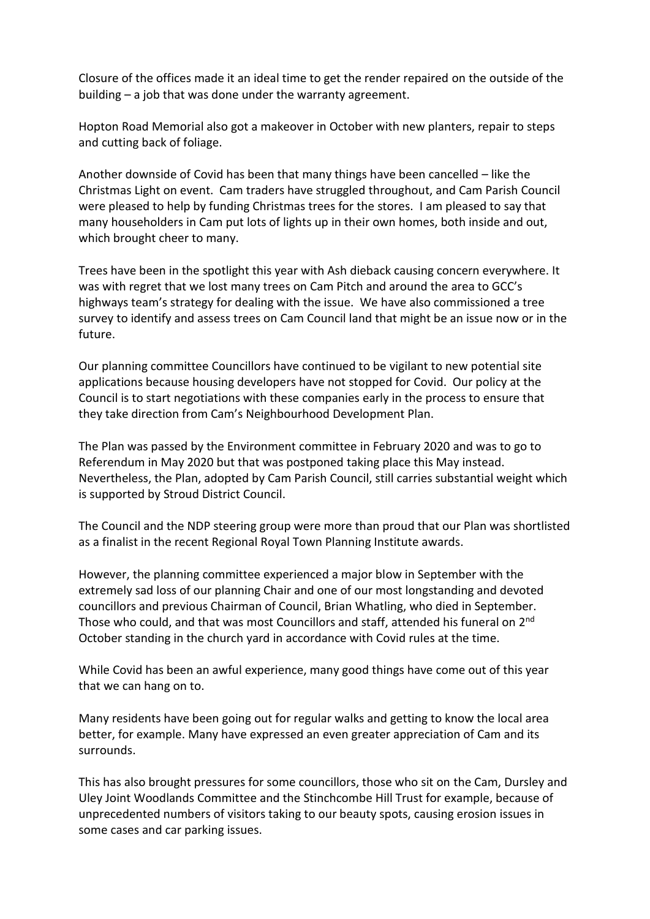Closure of the offices made it an ideal time to get the render repaired on the outside of the building – a job that was done under the warranty agreement.

Hopton Road Memorial also got a makeover in October with new planters, repair to steps and cutting back of foliage.

Another downside of Covid has been that many things have been cancelled – like the Christmas Light on event. Cam traders have struggled throughout, and Cam Parish Council were pleased to help by funding Christmas trees for the stores. I am pleased to say that many householders in Cam put lots of lights up in their own homes, both inside and out, which brought cheer to many.

Trees have been in the spotlight this year with Ash dieback causing concern everywhere. It was with regret that we lost many trees on Cam Pitch and around the area to GCC's highways team's strategy for dealing with the issue. We have also commissioned a tree survey to identify and assess trees on Cam Council land that might be an issue now or in the future.

Our planning committee Councillors have continued to be vigilant to new potential site applications because housing developers have not stopped for Covid. Our policy at the Council is to start negotiations with these companies early in the process to ensure that they take direction from Cam's Neighbourhood Development Plan.

The Plan was passed by the Environment committee in February 2020 and was to go to Referendum in May 2020 but that was postponed taking place this May instead. Nevertheless, the Plan, adopted by Cam Parish Council, still carries substantial weight which is supported by Stroud District Council.

The Council and the NDP steering group were more than proud that our Plan was shortlisted as a finalist in the recent Regional Royal Town Planning Institute awards.

However, the planning committee experienced a major blow in September with the extremely sad loss of our planning Chair and one of our most longstanding and devoted councillors and previous Chairman of Council, Brian Whatling, who died in September. Those who could, and that was most Councillors and staff, attended his funeral on 2nd October standing in the church yard in accordance with Covid rules at the time.

While Covid has been an awful experience, many good things have come out of this year that we can hang on to.

Many residents have been going out for regular walks and getting to know the local area better, for example. Many have expressed an even greater appreciation of Cam and its surrounds.

This has also brought pressures for some councillors, those who sit on the Cam, Dursley and Uley Joint Woodlands Committee and the Stinchcombe Hill Trust for example, because of unprecedented numbers of visitors taking to our beauty spots, causing erosion issues in some cases and car parking issues.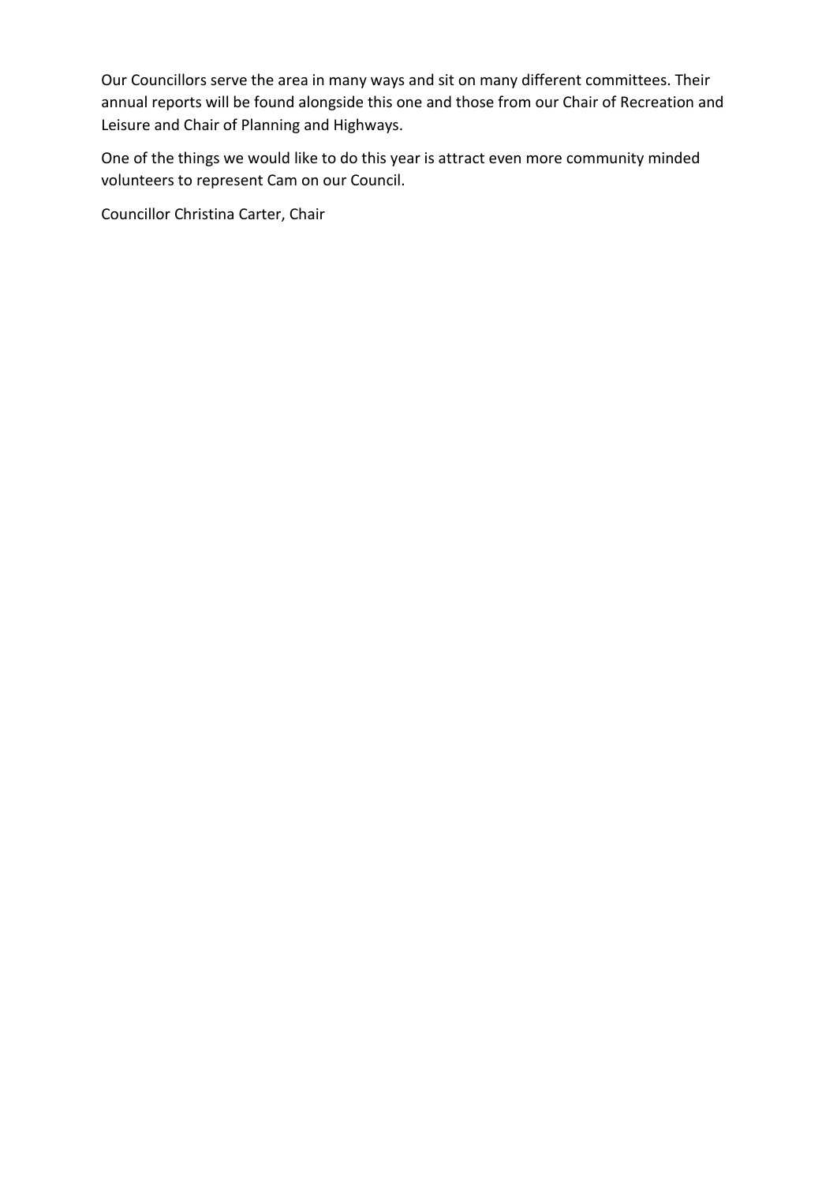Our Councillors serve the area in many ways and sit on many different committees. Their annual reports will be found alongside this one and those from our Chair of Recreation and Leisure and Chair of Planning and Highways.

One of the things we would like to do this year is attract even more community minded volunteers to represent Cam on our Council.

Councillor Christina Carter, Chair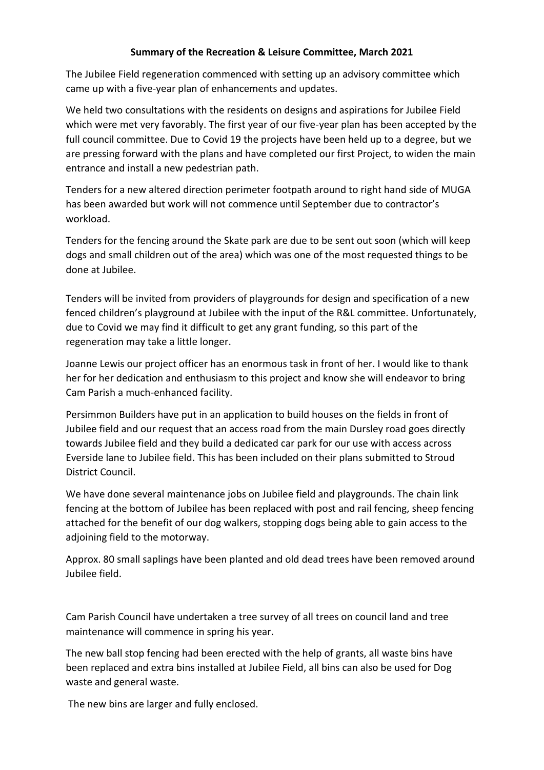**Summary of the Recreation & Leisure Committee, March 2021**

The Jubilee Field regeneration commenced with setting up an advisory committee which came up with a five-year plan of enhancements and updates.

We held two consultations with the residents on designs and aspirations for Jubilee Field which were met very favorably. The first year of our five-year plan has been accepted by the full council committee. Due to Covid 19 the projects have been held up to a degree, but we are pressing forward with the plans and have completed our first Project, to widen the main entrance and install a new pedestrian path.

Tenders for a new altered direction perimeter footpath around to right hand side of MUGA has been awarded but work will not commence until September due to contractor's workload.

Tenders for the fencing around the Skate park are due to be sent out soon (which will keep dogs and small children out of the area) which was one of the most requested things to be done at Jubilee.

Tenders will be invited from providers of playgrounds for design and specification of a new fenced children's playground at Jubilee with the input of the R&L committee. Unfortunately, due to Covid we may find it difficult to get any grant funding, so this part of the regeneration may take a little longer.

Joanne Lewis our project officer has an enormous task in front of her. I would like to thank her for her dedication and enthusiasm to this project and know she will endeavor to bring Cam Parish a much-enhanced facility.

Persimmon Builders have put in an application to build houses on the fields in front of Jubilee field and our request that an access road from the main Dursley road goes directly towards Jubilee field and they build a dedicated car park for our use with access across Everside lane to Jubilee field. This has been included on their plans submitted to Stroud District Council.

We have done several maintenance jobs on Jubilee field and playgrounds. The chain link fencing at the bottom of Jubilee has been replaced with post and rail fencing, sheep fencing attached for the benefit of our dog walkers, stopping dogs being able to gain access to the adjoining field to the motorway.

Approx. 80 small saplings have been planted and old dead trees have been removed around Jubilee field.

Cam Parish Council have undertaken a tree survey of all trees on council land and tree maintenance will commence in spring his year.

The new ball stop fencing had been erected with the help of grants, all waste bins have been replaced and extra bins installed at Jubilee Field, all bins can also be used for Dog waste and general waste.

The new bins are larger and fully enclosed.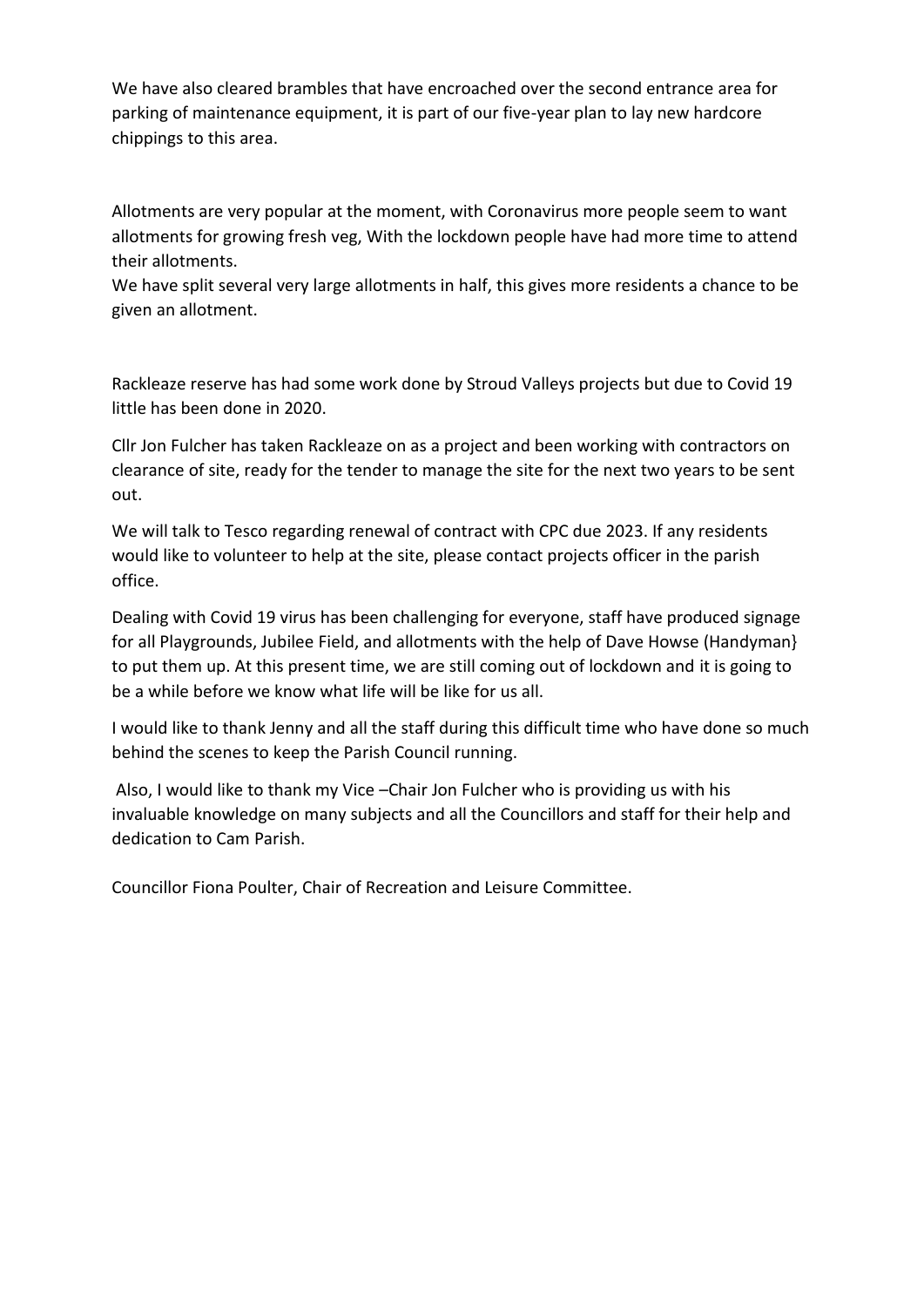We have also cleared brambles that have encroached over the second entrance area for parking of maintenance equipment, it is part of our five-year plan to lay new hardcore chippings to this area.

Allotments are very popular at the moment, with Coronavirus more people seem to want allotments for growing fresh veg, With the lockdown people have had more time to attend their allotments.
We have split several very large allotments in half, this gives more residents a chance to be given an allotment.

Rackleaze reserve has had some work done by Stroud Valleys projects but due to Covid 19 little has been done in 2020.

Cllr Jon Fulcher has taken Rackleaze on as a project and been working with contractors on clearance of site, ready for the tender to manage the site for the next two years to be sent out.

We will talk to Tesco regarding renewal of contract with CPC due 2023. If any residents would like to volunteer to help at the site, please contact projects officer in the parish office.

Dealing with Covid 19 virus has been challenging for everyone, staff have produced signage for all Playgrounds, Jubilee Field, and allotments with the help of Dave Howse (Handyman} to put them up. At this present time, we are still coming out of lockdown and it is going to be a while before we know what life will be like for us all.

I would like to thank Jenny and all the staff during this difficult time who have done so much behind the scenes to keep the Parish Council running.

Also, I would like to thank my Vice –Chair Jon Fulcher who is providing us with his invaluable knowledge on many subjects and all the Councillors and staff for their help and dedication to Cam Parish.

Councillor Fiona Poulter, Chair of Recreation and Leisure Committee.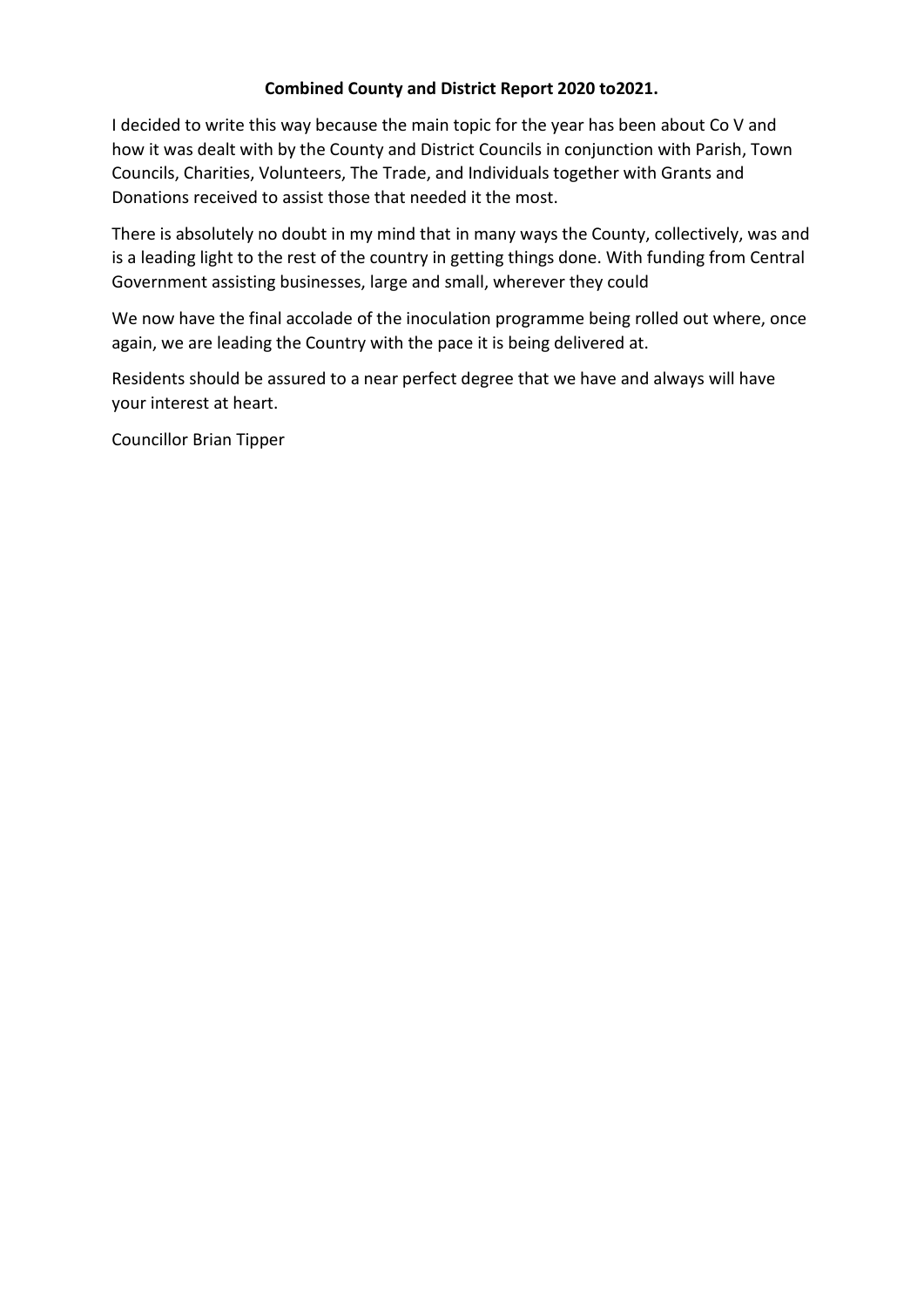**Combined County and District Report 2020 to2021.**

I decided to write this way because the main topic for the year has been about Co V and how it was dealt with by the County and District Councils in conjunction with Parish, Town Councils, Charities, Volunteers, The Trade, and Individuals together with Grants and Donations received to assist those that needed it the most.

There is absolutely no doubt in my mind that in many ways the County, collectively, was and is a leading light to the rest of the country in getting things done. With funding from Central Government assisting businesses, large and small, wherever they could

We now have the final accolade of the inoculation programme being rolled out where, once again, we are leading the Country with the pace it is being delivered at.

Residents should be assured to a near perfect degree that we have and always will have your interest at heart.

Councillor Brian Tipper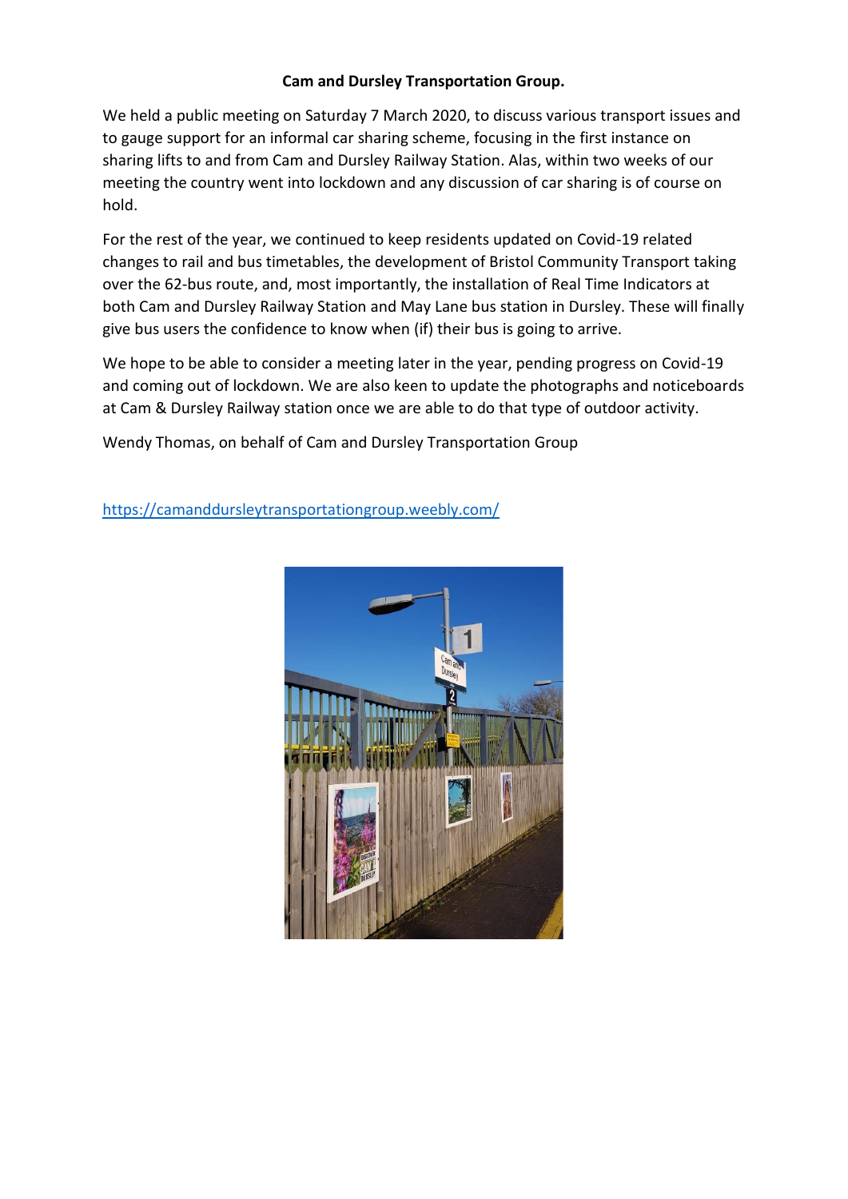**Cam and Dursley Transportation Group.**

We held a public meeting on Saturday 7 March 2020, to discuss various transport issues and to gauge support for an informal car sharing scheme, focusing in the first instance on sharing lifts to and from Cam and Dursley Railway Station. Alas, within two weeks of our meeting the country went into lockdown and any discussion of car sharing is of course on hold.

For the rest of the year, we continued to keep residents updated on Covid-19 related changes to rail and bus timetables, the development of Bristol Community Transport taking over the 62-bus route, and, most importantly, the installation of Real Time Indicators at both Cam and Dursley Railway Station and May Lane bus station in Dursley. These will finally give bus users the confidence to know when (if) their bus is going to arrive.

We hope to be able to consider a meeting later in the year, pending progress on Covid-19 and coming out of lockdown. We are also keen to update the photographs and noticeboards at Cam & Dursley Railway station once we are able to do that type of outdoor activity.

Wendy Thomas, on behalf of Cam and Dursley Transportation Group

https://camanddursleytransportationgroup.weebly.com/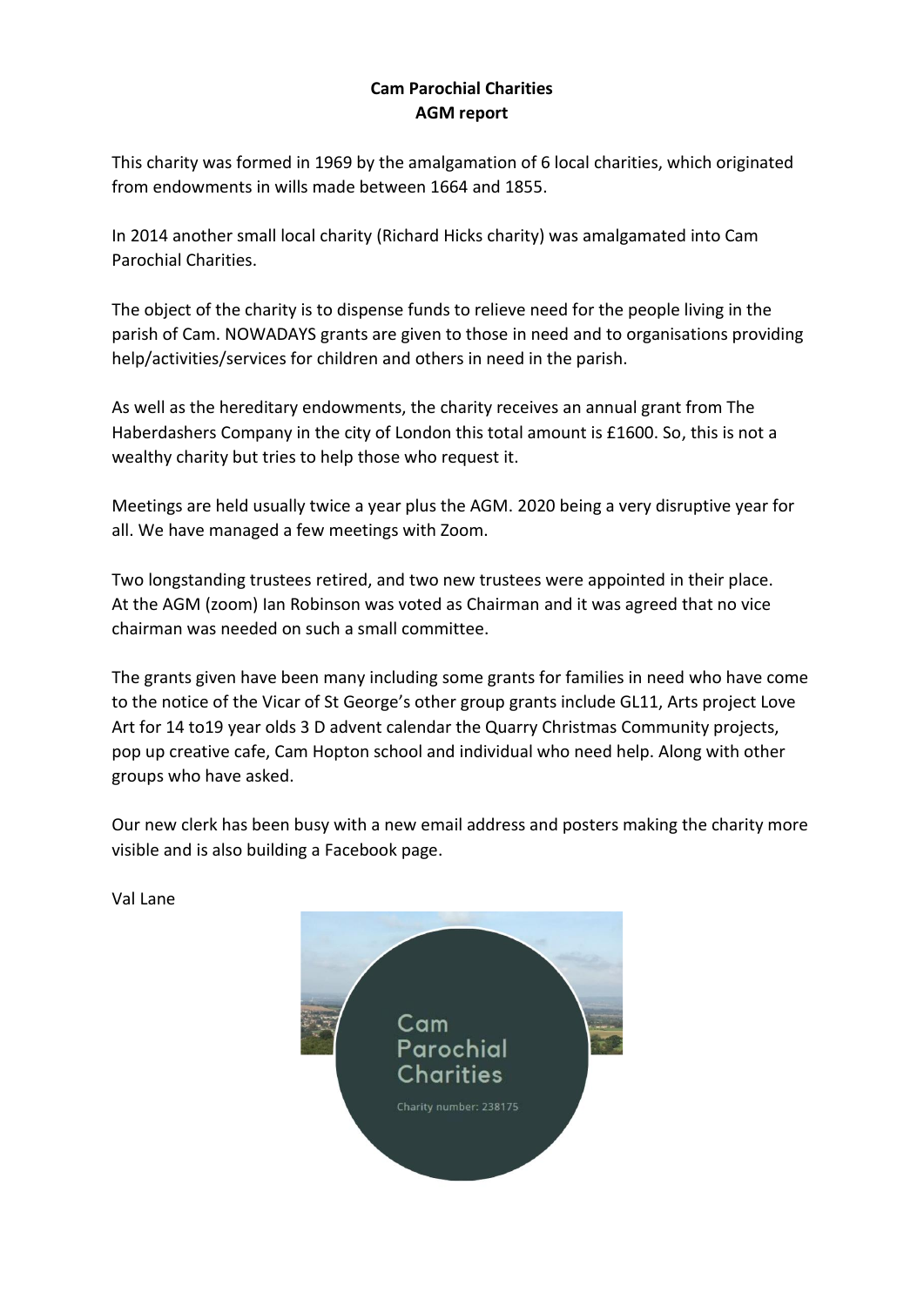**Cam Parochial Charities**
**AGM report**

This charity was formed in 1969 by the amalgamation of 6 local charities, which originated from endowments in wills made between 1664 and 1855.

In 2014 another small local charity (Richard Hicks charity) was amalgamated into Cam Parochial Charities.

The object of the charity is to dispense funds to relieve need for the people living in the parish of Cam. NOWADAYS grants are given to those in need and to organisations providing help/activities/services for children and others in need in the parish.

As well as the hereditary endowments, the charity receives an annual grant from The Haberdashers Company in the city of London this total amount is £1600. So, this is not a wealthy charity but tries to help those who request it.

Meetings are held usually twice a year plus the AGM. 2020 being a very disruptive year for all. We have managed a few meetings with Zoom.

Two longstanding trustees retired, and two new trustees were appointed in their place. At the AGM (zoom) Ian Robinson was voted as Chairman and it was agreed that no vice chairman was needed on such a small committee.

The grants given have been many including some grants for families in need who have come to the notice of the Vicar of St George's other group grants include GL11, Arts project Love Art for 14 to19 year olds 3 D advent calendar the Quarry Christmas Community projects, pop up creative cafe, Cam Hopton school and individual who need help. Along with other groups who have asked.

Our new clerk has been busy with a new email address and posters making the charity more visible and is also building a Facebook page.

Val Lane

Cam Parochial Charities

Charity number: 238175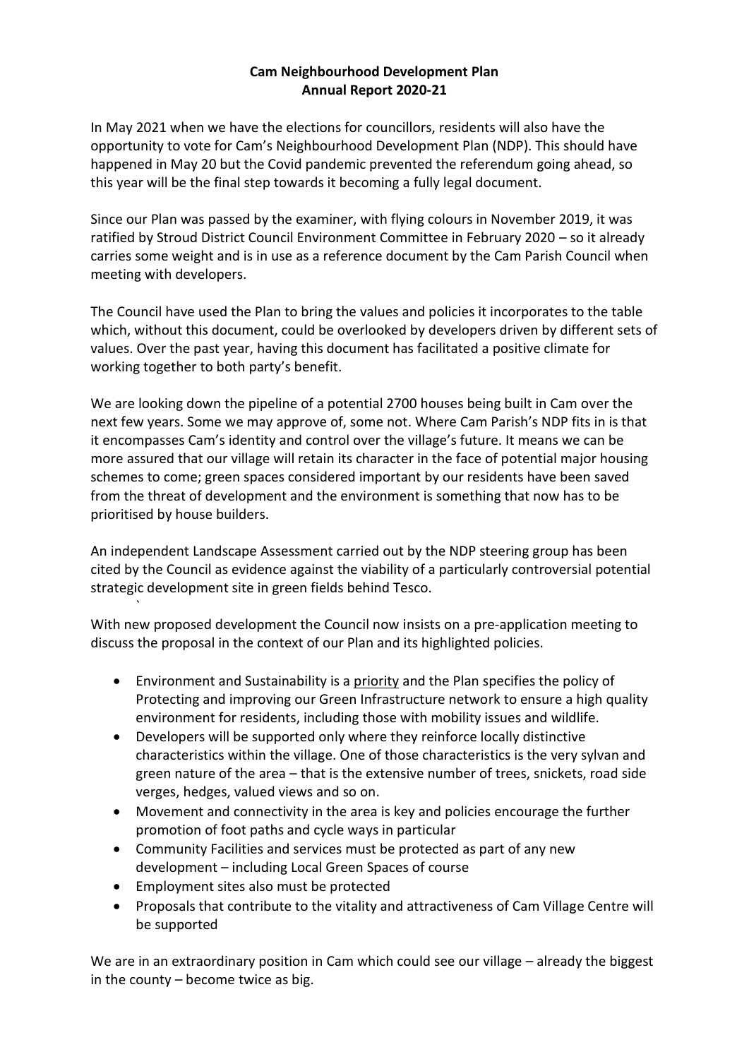**Cam Neighbourhood Development Plan**
**Annual Report 2020-21**

In May 2021 when we have the elections for councillors, residents will also have the opportunity to vote for Cam's Neighbourhood Development Plan (NDP). This should have happened in May 20 but the Covid pandemic prevented the referendum going ahead, so this year will be the final step towards it becoming a fully legal document.

Since our Plan was passed by the examiner, with flying colours in November 2019, it was ratified by Stroud District Council Environment Committee in February 2020 – so it already carries some weight and is in use as a reference document by the Cam Parish Council when meeting with developers.

The Council have used the Plan to bring the values and policies it incorporates to the table which, without this document, could be overlooked by developers driven by different sets of values. Over the past year, having this document has facilitated a positive climate for working together to both party's benefit.

We are looking down the pipeline of a potential 2700 houses being built in Cam over the next few years. Some we may approve of, some not. Where Cam Parish's NDP fits in is that it encompasses Cam's identity and control over the village's future. It means we can be more assured that our village will retain its character in the face of potential major housing schemes to come; green spaces considered important by our residents have been saved from the threat of development and the environment is something that now has to be prioritised by house builders.

An independent Landscape Assessment carried out by the NDP steering group has been cited by the Council as evidence against the viability of a particularly controversial potential strategic development site in green fields behind Tesco.

With new proposed development the Council now insists on a pre-application meeting to discuss the proposal in the context of our Plan and its highlighted policies.

- Environment and Sustainability is a priority and the Plan specifies the policy of Protecting and improving our Green Infrastructure network to ensure a high quality environment for residents, including those with mobility issues and wildlife.
- Developers will be supported only where they reinforce locally distinctive characteristics within the village. One of those characteristics is the very sylvan and green nature of the area – that is the extensive number of trees, snickets, road side verges, hedges, valued views and so on.
- Movement and connectivity in the area is key and policies encourage the further promotion of foot paths and cycle ways in particular
- Community Facilities and services must be protected as part of any new development – including Local Green Spaces of course
- Employment sites also must be protected
- Proposals that contribute to the vitality and attractiveness of Cam Village Centre will be supported

We are in an extraordinary position in Cam which could see our village – already the biggest in the county – become twice as big.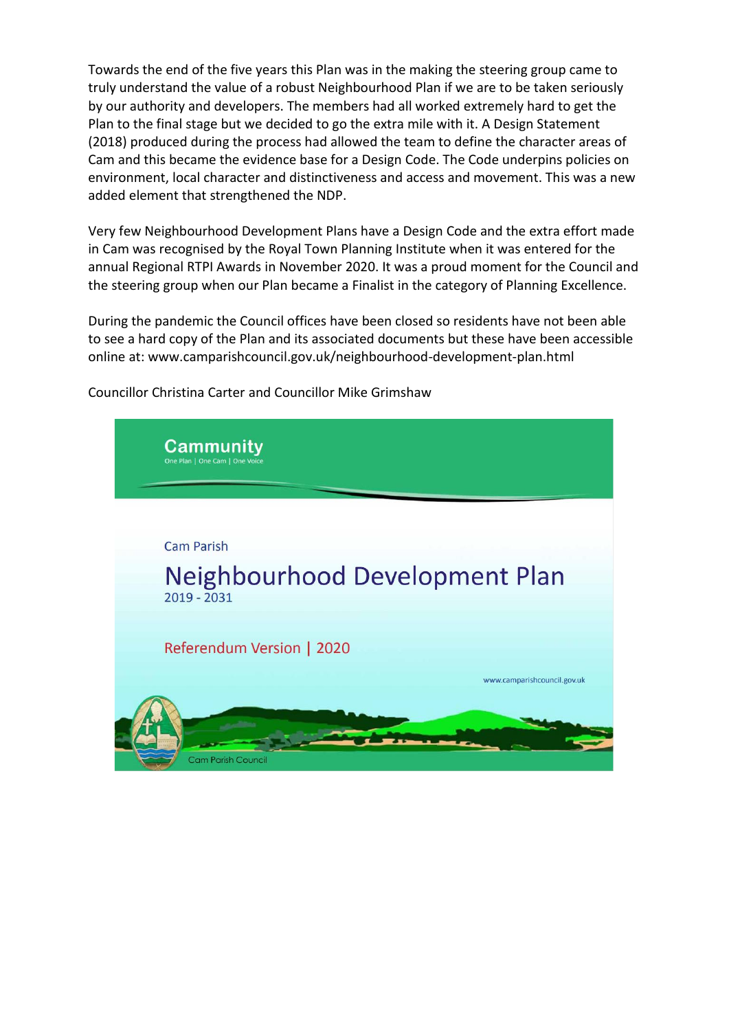Towards the end of the five years this Plan was in the making the steering group came to truly understand the value of a robust Neighbourhood Plan if we are to be taken seriously by our authority and developers. The members had all worked extremely hard to get the Plan to the final stage but we decided to go the extra mile with it. A Design Statement (2018) produced during the process had allowed the team to define the character areas of Cam and this became the evidence base for a Design Code. The Code underpins policies on environment, local character and distinctiveness and access and movement. This was a new added element that strengthened the NDP.

Very few Neighbourhood Development Plans have a Design Code and the extra effort made in Cam was recognised by the Royal Town Planning Institute when it was entered for the annual Regional RTPI Awards in November 2020. It was a proud moment for the Council and the steering group when our Plan became a Finalist in the category of Planning Excellence.

During the pandemic the Council offices have been closed so residents have not been able to see a hard copy of the Plan and its associated documents but these have been accessible online at: www.camparishcouncil.gov.uk/neighbourhood-development-plan.html

Councillor Christina Carter and Councillor Mike Grimshaw

**Cammunity**
One Plan | One Cam | One Voice

Cam Parish

# Neighbourhood Development Plan

2019 - 2031

Referendum Version | 2020

www.camparishcouncil.gov.uk

Cam Parish Council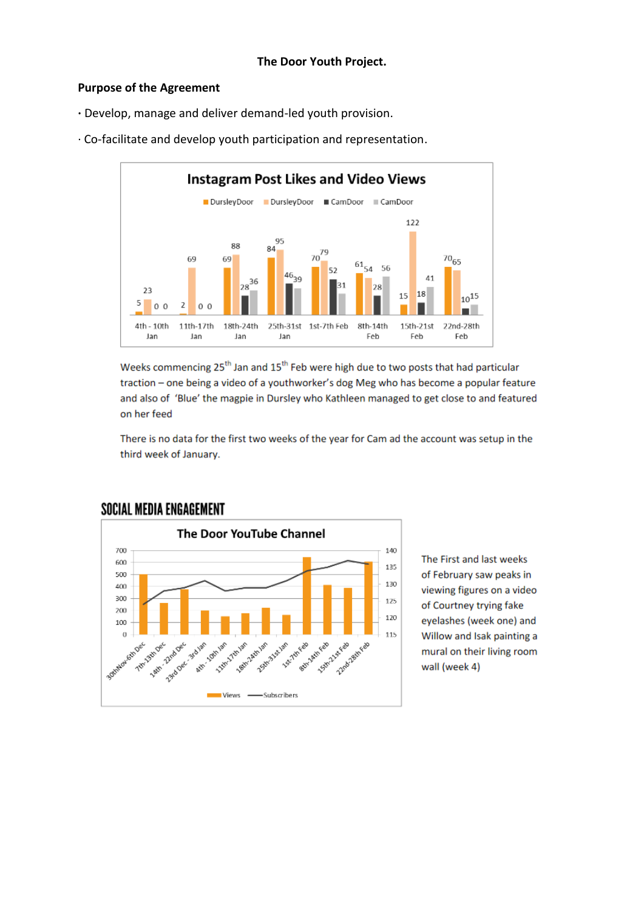**The Door Youth Project.**

**Purpose of the Agreement**

· Develop, manage and deliver demand-led youth provision.

· Co-facilitate and develop youth participation and representation.

**Instagram Post Likes and Video Views**

| Week | DursleyDoor | DursleyDoor | CamDoor | CamDoor |
|---|---|---|---|---|
| 4th - 10th Jan | 5 | 23 | 0 | 0 |
| 11th-17th Jan | 2 | 69 | 0 | 0 |
| 18th-24th Jan | 69 | 88 | 28 | 36 |
| 25th-31st Jan | 84 | 95 | 46 | 39 |
| 1st-7th Feb | 70 | 79 | 52 | 31 |
| 8th-14th Feb | 61 | 54 | 28 | 56 |
| 15th-21st Feb | 15 | 122 | 18 | 41 |
| 22nd-28th Feb | 70 | 65 | 10 | 15 |

Weeks commencing 25th Jan and 15th Feb were high due to two posts that had particular traction – one being a video of a youthworker's dog Meg who has become a popular feature and also of 'Blue' the magpie in Dursley who Kathleen managed to get close to and featured on her feed

There is no data for the first two weeks of the year for Cam ad the account was setup in the third week of January.

## SOCIAL MEDIA ENGAGEMENT

**The Door YouTube Channel**

(Chart: Views and Subscribers, weeks 30thNov-6th Dec to 22nd-28th Feb)

The First and last weeks of February saw peaks in viewing figures on a video of Courtney trying fake eyelashes (week one) and Willow and Isak painting a mural on their living room wall (week 4)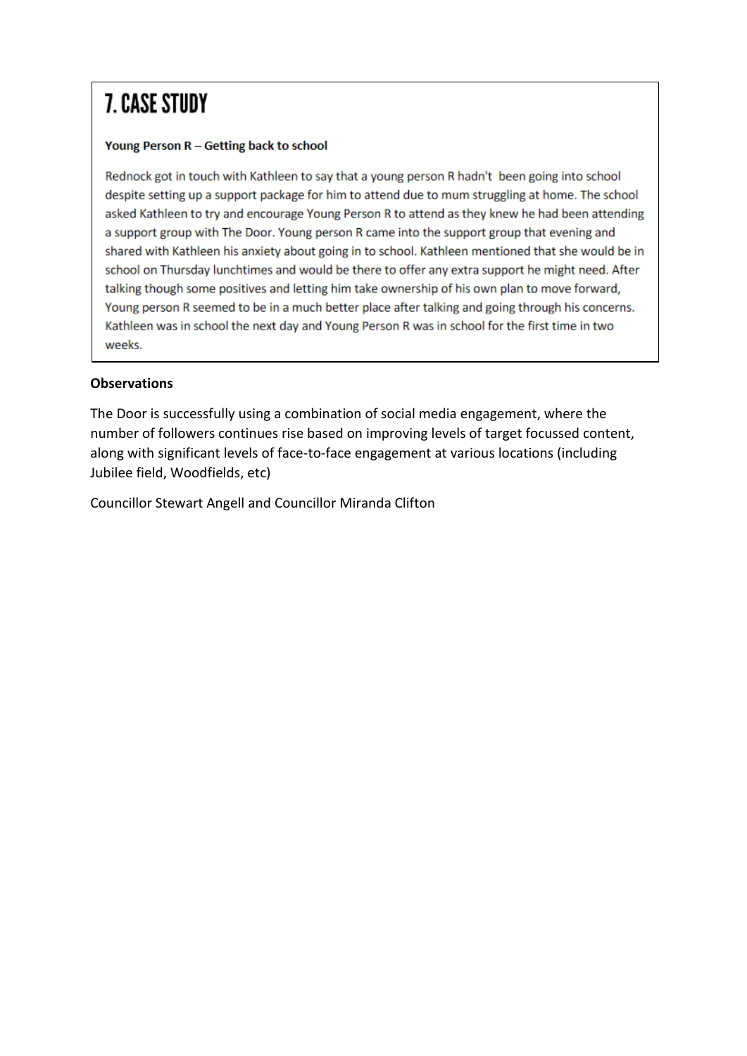# 7. CASE STUDY

**Young Person R – Getting back to school**

Rednock got in touch with Kathleen to say that a young person R hadn't been going into school despite setting up a support package for him to attend due to mum struggling at home. The school asked Kathleen to try and encourage Young Person R to attend as they knew he had been attending a support group with The Door. Young person R came into the support group that evening and shared with Kathleen his anxiety about going in to school. Kathleen mentioned that she would be in school on Thursday lunchtimes and would be there to offer any extra support he might need. After talking though some positives and letting him take ownership of his own plan to move forward, Young person R seemed to be in a much better place after talking and going through his concerns. Kathleen was in school the next day and Young Person R was in school for the first time in two weeks.

**Observations**

The Door is successfully using a combination of social media engagement, where the number of followers continues rise based on improving levels of target focussed content, along with significant levels of face-to-face engagement at various locations (including Jubilee field, Woodfields, etc)

Councillor Stewart Angell and Councillor Miranda Clifton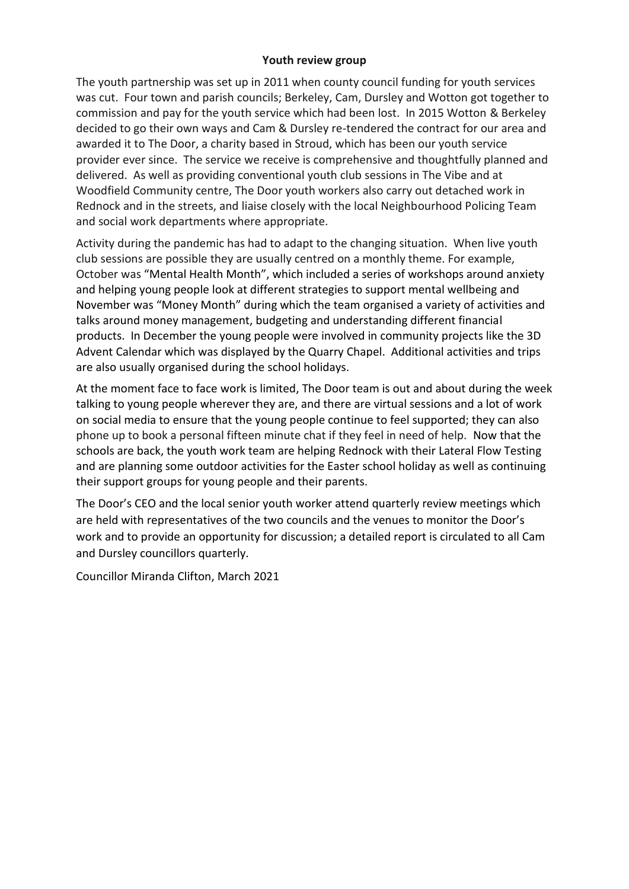**Youth review group**

The youth partnership was set up in 2011 when county council funding for youth services was cut. Four town and parish councils; Berkeley, Cam, Dursley and Wotton got together to commission and pay for the youth service which had been lost. In 2015 Wotton & Berkeley decided to go their own ways and Cam & Dursley re-tendered the contract for our area and awarded it to The Door, a charity based in Stroud, which has been our youth service provider ever since. The service we receive is comprehensive and thoughtfully planned and delivered. As well as providing conventional youth club sessions in The Vibe and at Woodfield Community centre, The Door youth workers also carry out detached work in Rednock and in the streets, and liaise closely with the local Neighbourhood Policing Team and social work departments where appropriate.

Activity during the pandemic has had to adapt to the changing situation. When live youth club sessions are possible they are usually centred on a monthly theme. For example, October was "Mental Health Month", which included a series of workshops around anxiety and helping young people look at different strategies to support mental wellbeing and November was "Money Month" during which the team organised a variety of activities and talks around money management, budgeting and understanding different financial products. In December the young people were involved in community projects like the 3D Advent Calendar which was displayed by the Quarry Chapel. Additional activities and trips are also usually organised during the school holidays.

At the moment face to face work is limited, The Door team is out and about during the week talking to young people wherever they are, and there are virtual sessions and a lot of work on social media to ensure that the young people continue to feel supported; they can also phone up to book a personal fifteen minute chat if they feel in need of help. Now that the schools are back, the youth work team are helping Rednock with their Lateral Flow Testing and are planning some outdoor activities for the Easter school holiday as well as continuing their support groups for young people and their parents.

The Door's CEO and the local senior youth worker attend quarterly review meetings which are held with representatives of the two councils and the venues to monitor the Door's work and to provide an opportunity for discussion; a detailed report is circulated to all Cam and Dursley councillors quarterly.

Councillor Miranda Clifton, March 2021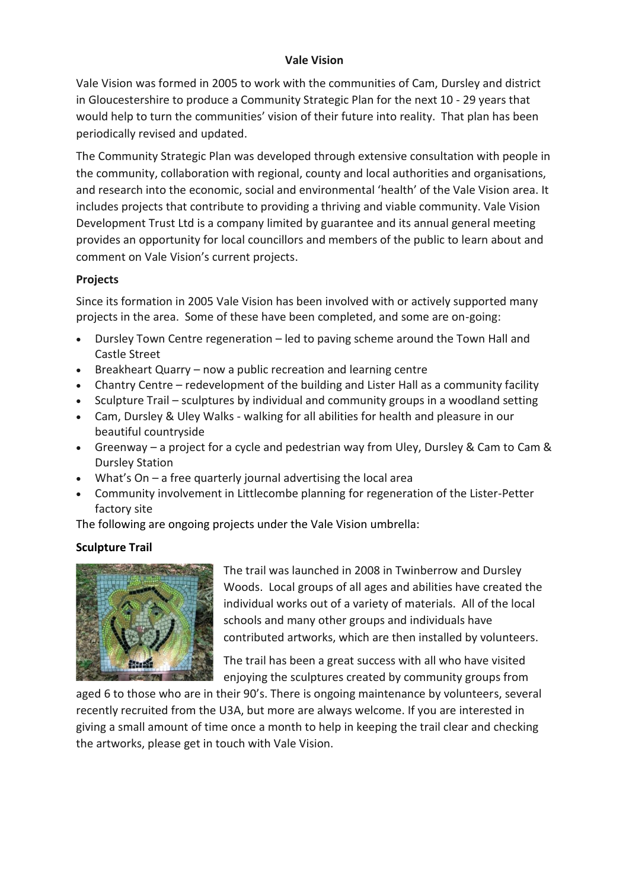**Vale Vision**

Vale Vision was formed in 2005 to work with the communities of Cam, Dursley and district in Gloucestershire to produce a Community Strategic Plan for the next 10 - 29 years that would help to turn the communities' vision of their future into reality. That plan has been periodically revised and updated.

The Community Strategic Plan was developed through extensive consultation with people in the community, collaboration with regional, county and local authorities and organisations, and research into the economic, social and environmental 'health' of the Vale Vision area. It includes projects that contribute to providing a thriving and viable community. Vale Vision Development Trust Ltd is a company limited by guarantee and its annual general meeting provides an opportunity for local councillors and members of the public to learn about and comment on Vale Vision's current projects.

**Projects**

Since its formation in 2005 Vale Vision has been involved with or actively supported many projects in the area. Some of these have been completed, and some are on-going:

- Dursley Town Centre regeneration – led to paving scheme around the Town Hall and Castle Street
- Breakheart Quarry – now a public recreation and learning centre
- Chantry Centre – redevelopment of the building and Lister Hall as a community facility
- Sculpture Trail – sculptures by individual and community groups in a woodland setting
- Cam, Dursley & Uley Walks - walking for all abilities for health and pleasure in our beautiful countryside
- Greenway – a project for a cycle and pedestrian way from Uley, Dursley & Cam to Cam & Dursley Station
- What's On – a free quarterly journal advertising the local area
- Community involvement in Littlecombe planning for regeneration of the Lister-Petter factory site

The following are ongoing projects under the Vale Vision umbrella:

**Sculpture Trail**

The trail was launched in 2008 in Twinberrow and Dursley Woods. Local groups of all ages and abilities have created the individual works out of a variety of materials. All of the local schools and many other groups and individuals have contributed artworks, which are then installed by volunteers.

The trail has been a great success with all who have visited enjoying the sculptures created by community groups from aged 6 to those who are in their 90's. There is ongoing maintenance by volunteers, several recently recruited from the U3A, but more are always welcome. If you are interested in giving a small amount of time once a month to help in keeping the trail clear and checking the artworks, please get in touch with Vale Vision.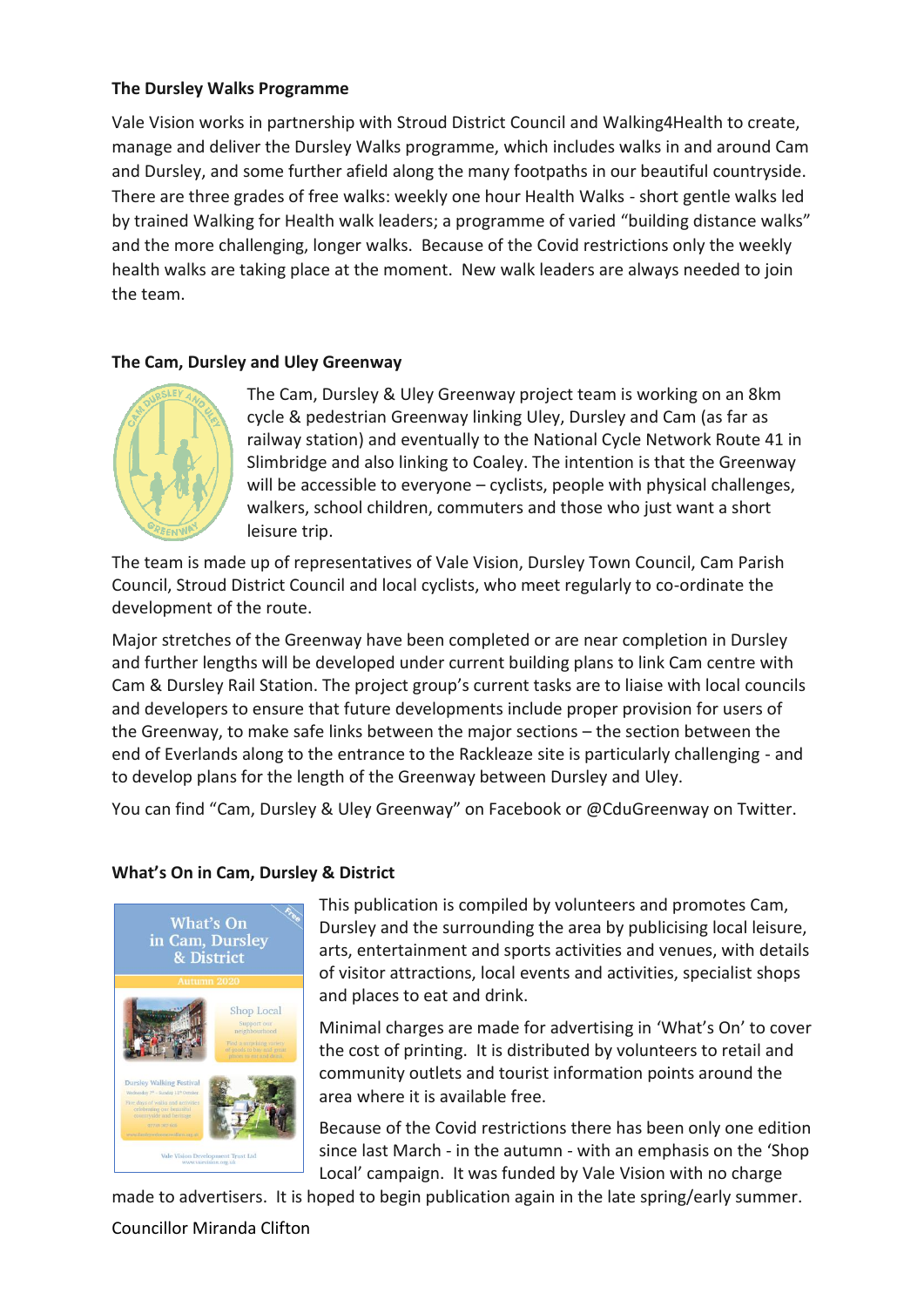**The Dursley Walks Programme**

Vale Vision works in partnership with Stroud District Council and Walking4Health to create, manage and deliver the Dursley Walks programme, which includes walks in and around Cam and Dursley, and some further afield along the many footpaths in our beautiful countryside. There are three grades of free walks: weekly one hour Health Walks - short gentle walks led by trained Walking for Health walk leaders; a programme of varied "building distance walks" and the more challenging, longer walks. Because of the Covid restrictions only the weekly health walks are taking place at the moment. New walk leaders are always needed to join the team.

**The Cam, Dursley and Uley Greenway**

The Cam, Dursley & Uley Greenway project team is working on an 8km cycle & pedestrian Greenway linking Uley, Dursley and Cam (as far as railway station) and eventually to the National Cycle Network Route 41 in Slimbridge and also linking to Coaley. The intention is that the Greenway will be accessible to everyone – cyclists, people with physical challenges, walkers, school children, commuters and those who just want a short leisure trip.

The team is made up of representatives of Vale Vision, Dursley Town Council, Cam Parish Council, Stroud District Council and local cyclists, who meet regularly to co-ordinate the development of the route.

Major stretches of the Greenway have been completed or are near completion in Dursley and further lengths will be developed under current building plans to link Cam centre with Cam & Dursley Rail Station. The project group's current tasks are to liaise with local councils and developers to ensure that future developments include proper provision for users of the Greenway, to make safe links between the major sections – the section between the end of Everlands along to the entrance to the Rackleaze site is particularly challenging - and to develop plans for the length of the Greenway between Dursley and Uley.

You can find "Cam, Dursley & Uley Greenway" on Facebook or @CduGreenway on Twitter.

**What's On in Cam, Dursley & District**

This publication is compiled by volunteers and promotes Cam, Dursley and the surrounding the area by publicising local leisure, arts, entertainment and sports activities and venues, with details of visitor attractions, local events and activities, specialist shops and places to eat and drink.

Minimal charges are made for advertising in 'What's On' to cover the cost of printing. It is distributed by volunteers to retail and community outlets and tourist information points around the area where it is available free.

Because of the Covid restrictions there has been only one edition since last March - in the autumn - with an emphasis on the 'Shop Local' campaign. It was funded by Vale Vision with no charge made to advertisers. It is hoped to begin publication again in the late spring/early summer.

Councillor Miranda Clifton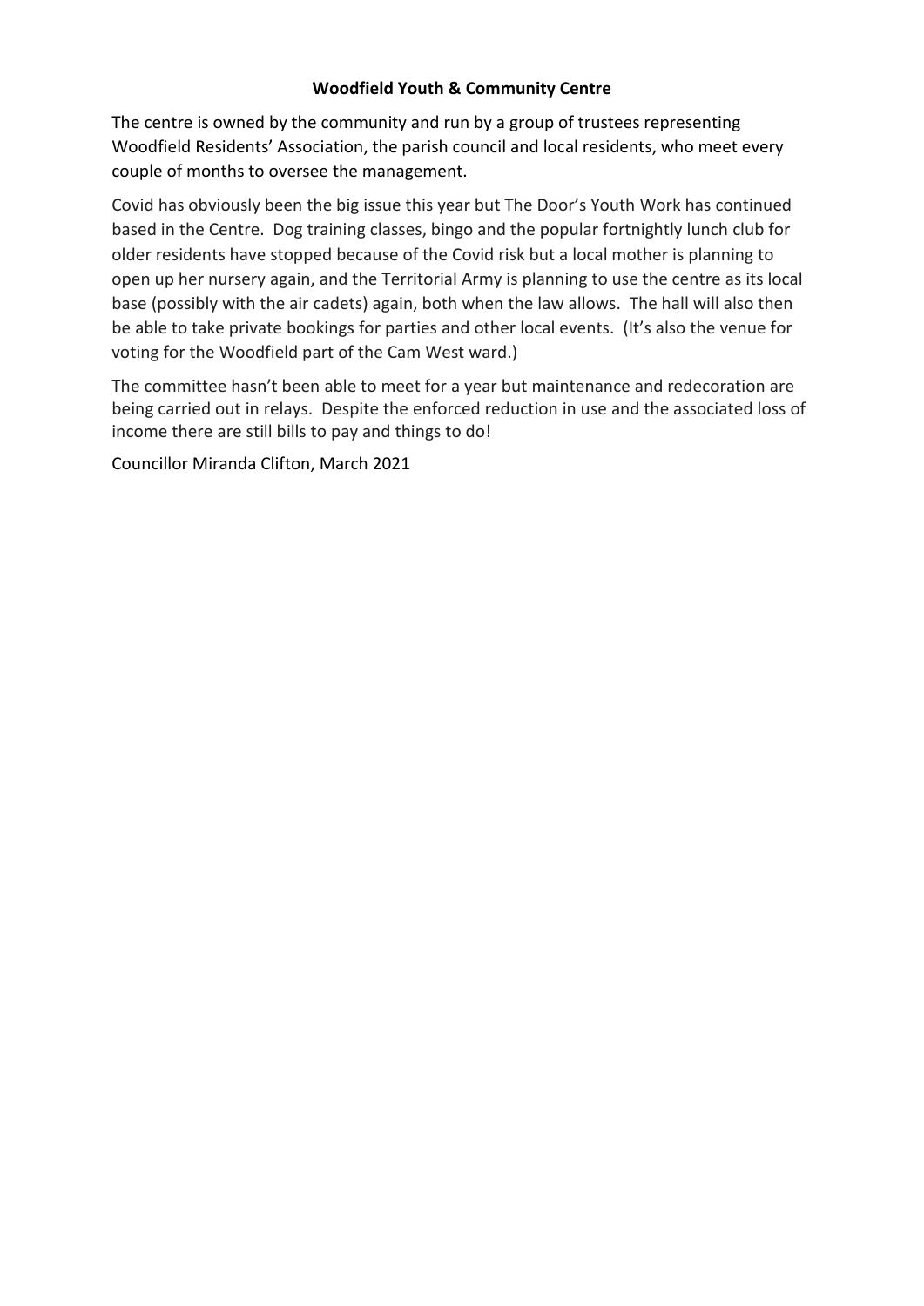**Woodfield Youth & Community Centre**

The centre is owned by the community and run by a group of trustees representing Woodfield Residents' Association, the parish council and local residents, who meet every couple of months to oversee the management.

Covid has obviously been the big issue this year but The Door's Youth Work has continued based in the Centre. Dog training classes, bingo and the popular fortnightly lunch club for older residents have stopped because of the Covid risk but a local mother is planning to open up her nursery again, and the Territorial Army is planning to use the centre as its local base (possibly with the air cadets) again, both when the law allows. The hall will also then be able to take private bookings for parties and other local events. (It's also the venue for voting for the Woodfield part of the Cam West ward.)

The committee hasn't been able to meet for a year but maintenance and redecoration are being carried out in relays. Despite the enforced reduction in use and the associated loss of income there are still bills to pay and things to do!

Councillor Miranda Clifton, March 2021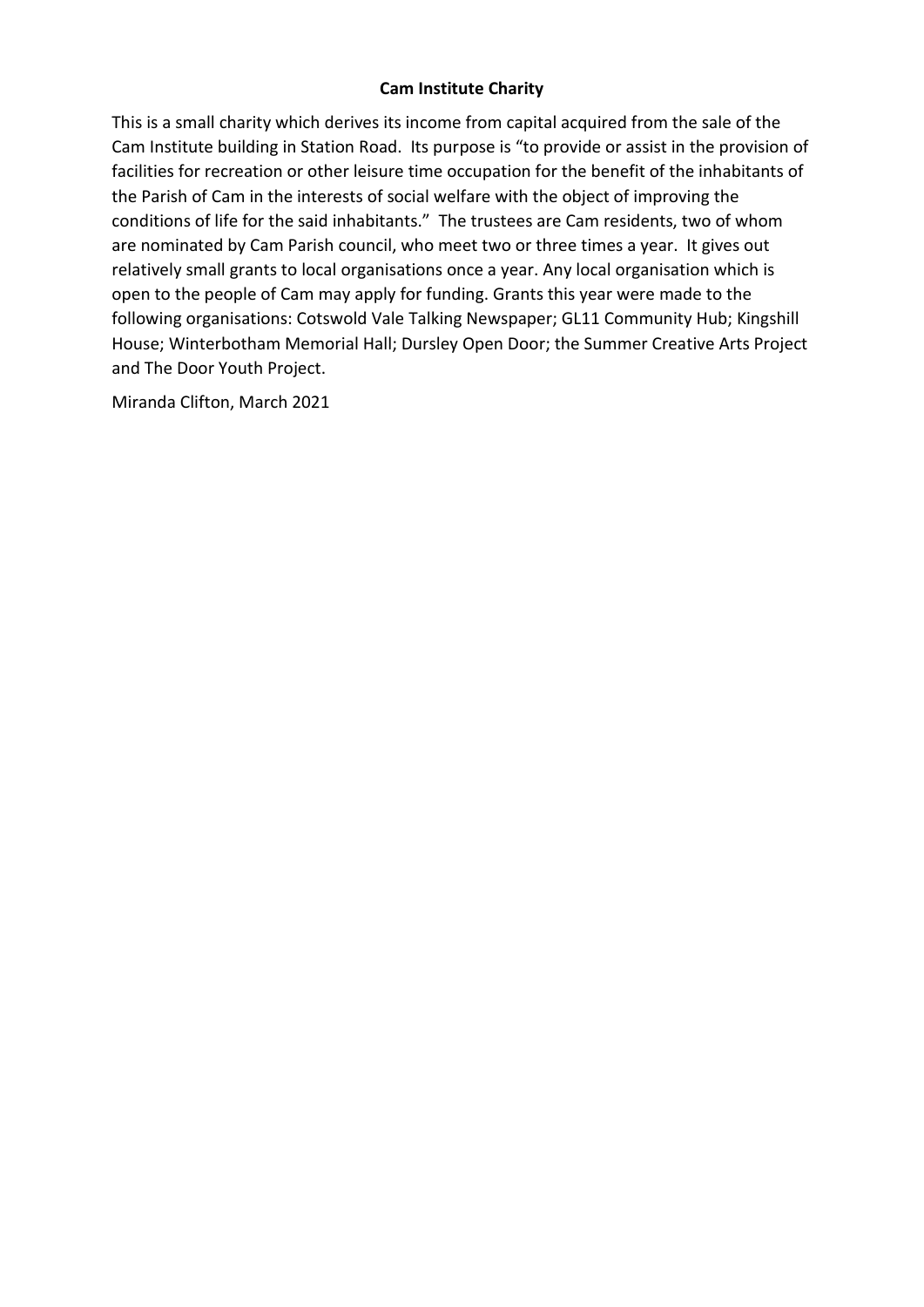**Cam Institute Charity**

This is a small charity which derives its income from capital acquired from the sale of the Cam Institute building in Station Road. Its purpose is "to provide or assist in the provision of facilities for recreation or other leisure time occupation for the benefit of the inhabitants of the Parish of Cam in the interests of social welfare with the object of improving the conditions of life for the said inhabitants." The trustees are Cam residents, two of whom are nominated by Cam Parish council, who meet two or three times a year. It gives out relatively small grants to local organisations once a year. Any local organisation which is open to the people of Cam may apply for funding. Grants this year were made to the following organisations: Cotswold Vale Talking Newspaper; GL11 Community Hub; Kingshill House; Winterbotham Memorial Hall; Dursley Open Door; the Summer Creative Arts Project and The Door Youth Project.

Miranda Clifton, March 2021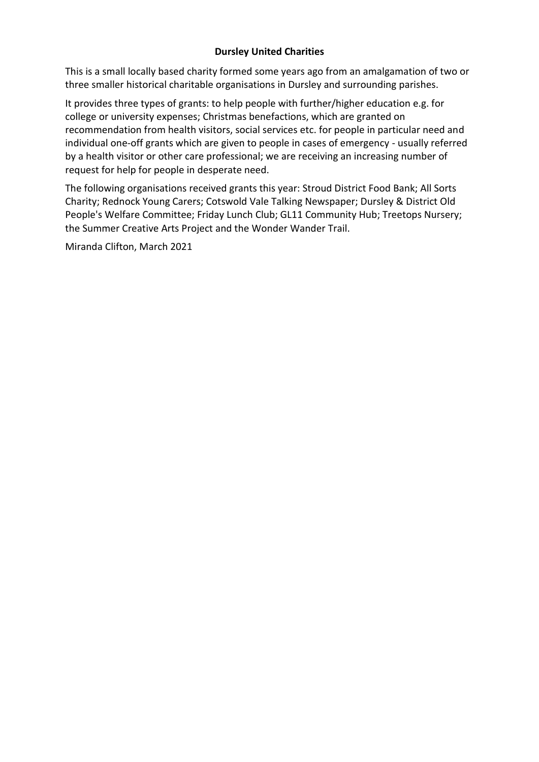## Dursley United Charities

This is a small locally based charity formed some years ago from an amalgamation of two or three smaller historical charitable organisations in Dursley and surrounding parishes.

It provides three types of grants: to help people with further/higher education e.g. for college or university expenses; Christmas benefactions, which are granted on recommendation from health visitors, social services etc. for people in particular need and individual one-off grants which are given to people in cases of emergency - usually referred by a health visitor or other care professional; we are receiving an increasing number of request for help for people in desperate need.

The following organisations received grants this year: Stroud District Food Bank; All Sorts Charity; Rednock Young Carers; Cotswold Vale Talking Newspaper; Dursley & District Old People's Welfare Committee; Friday Lunch Club; GL11 Community Hub; Treetops Nursery; the Summer Creative Arts Project and the Wonder Wander Trail.

Miranda Clifton, March 2021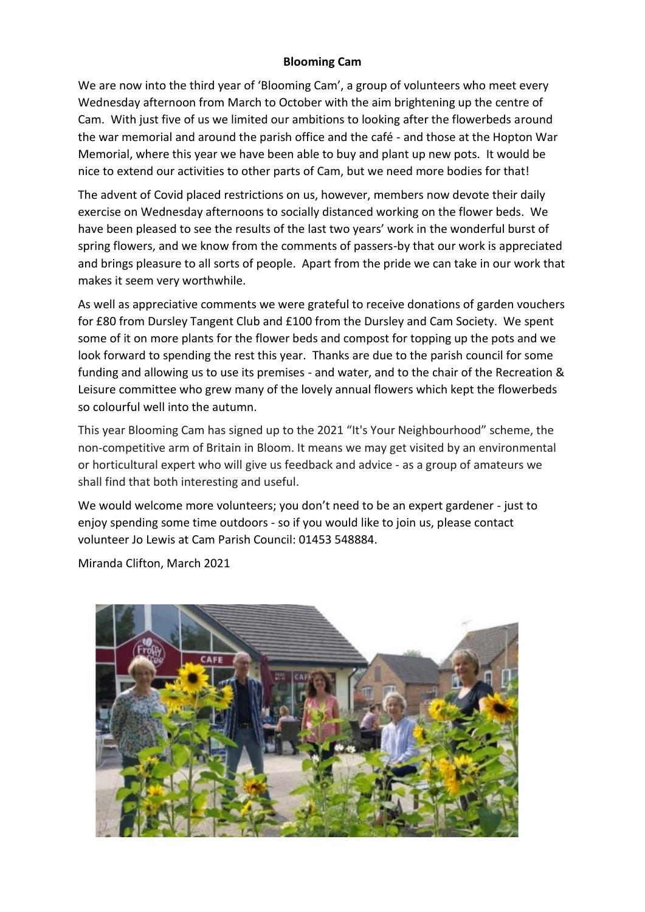**Blooming Cam**

We are now into the third year of 'Blooming Cam', a group of volunteers who meet every Wednesday afternoon from March to October with the aim brightening up the centre of Cam. With just five of us we limited our ambitions to looking after the flowerbeds around the war memorial and around the parish office and the café - and those at the Hopton War Memorial, where this year we have been able to buy and plant up new pots. It would be nice to extend our activities to other parts of Cam, but we need more bodies for that!

The advent of Covid placed restrictions on us, however, members now devote their daily exercise on Wednesday afternoons to socially distanced working on the flower beds. We have been pleased to see the results of the last two years' work in the wonderful burst of spring flowers, and we know from the comments of passers-by that our work is appreciated and brings pleasure to all sorts of people. Apart from the pride we can take in our work that makes it seem very worthwhile.

As well as appreciative comments we were grateful to receive donations of garden vouchers for £80 from Dursley Tangent Club and £100 from the Dursley and Cam Society. We spent some of it on more plants for the flower beds and compost for topping up the pots and we look forward to spending the rest this year. Thanks are due to the parish council for some funding and allowing us to use its premises - and water, and to the chair of the Recreation & Leisure committee who grew many of the lovely annual flowers which kept the flowerbeds so colourful well into the autumn.

This year Blooming Cam has signed up to the 2021 "It's Your Neighbourhood" scheme, the non-competitive arm of Britain in Bloom. It means we may get visited by an environmental or horticultural expert who will give us feedback and advice - as a group of amateurs we shall find that both interesting and useful.

We would welcome more volunteers; you don't need to be an expert gardener - just to enjoy spending some time outdoors - so if you would like to join us, please contact volunteer Jo Lewis at Cam Parish Council: 01453 548884.

Miranda Clifton, March 2021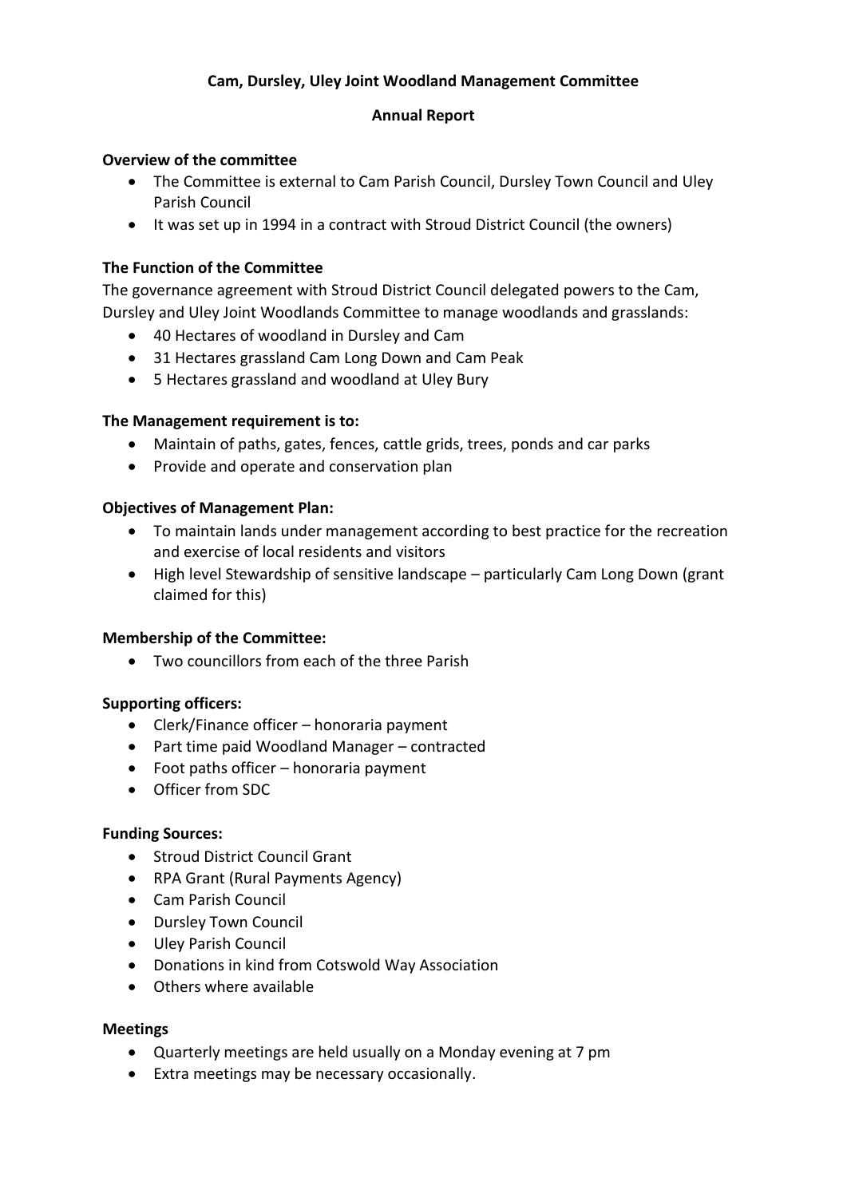# Cam, Dursley, Uley Joint Woodland Management Committee

## Annual Report

**Overview of the committee**

- The Committee is external to Cam Parish Council, Dursley Town Council and Uley Parish Council
- It was set up in 1994 in a contract with Stroud District Council (the owners)

**The Function of the Committee**

The governance agreement with Stroud District Council delegated powers to the Cam, Dursley and Uley Joint Woodlands Committee to manage woodlands and grasslands:

- 40 Hectares of woodland in Dursley and Cam
- 31 Hectares grassland Cam Long Down and Cam Peak
- 5 Hectares grassland and woodland at Uley Bury

**The Management requirement is to:**

- Maintain of paths, gates, fences, cattle grids, trees, ponds and car parks
- Provide and operate and conservation plan

**Objectives of Management Plan:**

- To maintain lands under management according to best practice for the recreation and exercise of local residents and visitors
- High level Stewardship of sensitive landscape – particularly Cam Long Down (grant claimed for this)

**Membership of the Committee:**

- Two councillors from each of the three Parish

**Supporting officers:**

- Clerk/Finance officer – honoraria payment
- Part time paid Woodland Manager – contracted
- Foot paths officer – honoraria payment
- Officer from SDC

**Funding Sources:**

- Stroud District Council Grant
- RPA Grant (Rural Payments Agency)
- Cam Parish Council
- Dursley Town Council
- Uley Parish Council
- Donations in kind from Cotswold Way Association
- Others where available

**Meetings**

- Quarterly meetings are held usually on a Monday evening at 7 pm
- Extra meetings may be necessary occasionally.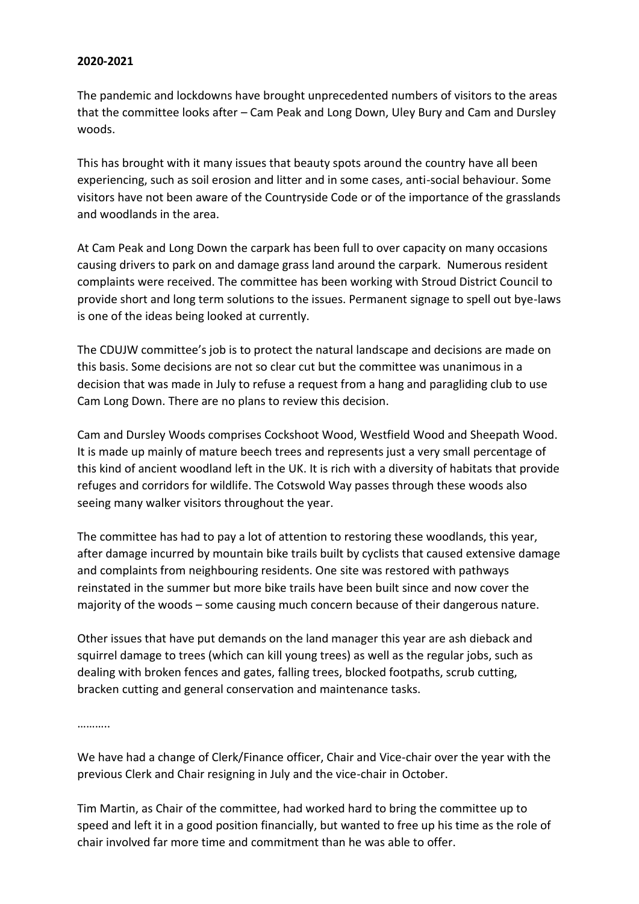**2020-2021**

The pandemic and lockdowns have brought unprecedented numbers of visitors to the areas that the committee looks after – Cam Peak and Long Down, Uley Bury and Cam and Dursley woods.

This has brought with it many issues that beauty spots around the country have all been experiencing, such as soil erosion and litter and in some cases, anti-social behaviour. Some visitors have not been aware of the Countryside Code or of the importance of the grasslands and woodlands in the area.

At Cam Peak and Long Down the carpark has been full to over capacity on many occasions causing drivers to park on and damage grass land around the carpark. Numerous resident complaints were received. The committee has been working with Stroud District Council to provide short and long term solutions to the issues. Permanent signage to spell out bye-laws is one of the ideas being looked at currently.

The CDUJW committee's job is to protect the natural landscape and decisions are made on this basis. Some decisions are not so clear cut but the committee was unanimous in a decision that was made in July to refuse a request from a hang and paragliding club to use Cam Long Down. There are no plans to review this decision.

Cam and Dursley Woods comprises Cockshoot Wood, Westfield Wood and Sheepath Wood. It is made up mainly of mature beech trees and represents just a very small percentage of this kind of ancient woodland left in the UK. It is rich with a diversity of habitats that provide refuges and corridors for wildlife. The Cotswold Way passes through these woods also seeing many walker visitors throughout the year.

The committee has had to pay a lot of attention to restoring these woodlands, this year, after damage incurred by mountain bike trails built by cyclists that caused extensive damage and complaints from neighbouring residents. One site was restored with pathways reinstated in the summer but more bike trails have been built since and now cover the majority of the woods – some causing much concern because of their dangerous nature.

Other issues that have put demands on the land manager this year are ash dieback and squirrel damage to trees (which can kill young trees) as well as the regular jobs, such as dealing with broken fences and gates, falling trees, blocked footpaths, scrub cutting, bracken cutting and general conservation and maintenance tasks.

………..

We have had a change of Clerk/Finance officer, Chair and Vice-chair over the year with the previous Clerk and Chair resigning in July and the vice-chair in October.

Tim Martin, as Chair of the committee, had worked hard to bring the committee up to speed and left it in a good position financially, but wanted to free up his time as the role of chair involved far more time and commitment than he was able to offer.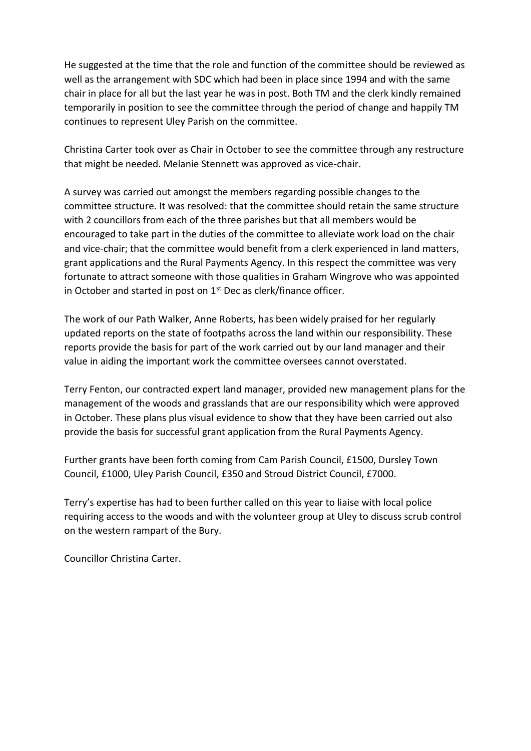He suggested at the time that the role and function of the committee should be reviewed as well as the arrangement with SDC which had been in place since 1994 and with the same chair in place for all but the last year he was in post. Both TM and the clerk kindly remained temporarily in position to see the committee through the period of change and happily TM continues to represent Uley Parish on the committee.

Christina Carter took over as Chair in October to see the committee through any restructure that might be needed. Melanie Stennett was approved as vice-chair.

A survey was carried out amongst the members regarding possible changes to the committee structure. It was resolved: that the committee should retain the same structure with 2 councillors from each of the three parishes but that all members would be encouraged to take part in the duties of the committee to alleviate work load on the chair and vice-chair; that the committee would benefit from a clerk experienced in land matters, grant applications and the Rural Payments Agency. In this respect the committee was very fortunate to attract someone with those qualities in Graham Wingrove who was appointed in October and started in post on 1st Dec as clerk/finance officer.

The work of our Path Walker, Anne Roberts, has been widely praised for her regularly updated reports on the state of footpaths across the land within our responsibility. These reports provide the basis for part of the work carried out by our land manager and their value in aiding the important work the committee oversees cannot overstated.

Terry Fenton, our contracted expert land manager, provided new management plans for the management of the woods and grasslands that are our responsibility which were approved in October. These plans plus visual evidence to show that they have been carried out also provide the basis for successful grant application from the Rural Payments Agency.

Further grants have been forth coming from Cam Parish Council, £1500, Dursley Town Council, £1000, Uley Parish Council, £350 and Stroud District Council, £7000.

Terry's expertise has had to been further called on this year to liaise with local police requiring access to the woods and with the volunteer group at Uley to discuss scrub control on the western rampart of the Bury.

Councillor Christina Carter.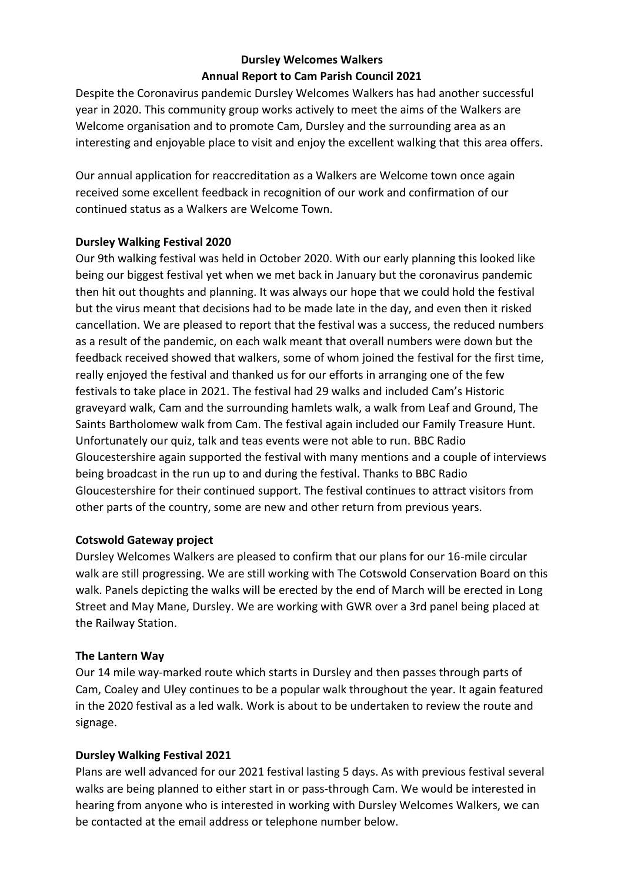**Dursley Welcomes Walkers**
**Annual Report to Cam Parish Council 2021**

Despite the Coronavirus pandemic Dursley Welcomes Walkers has had another successful year in 2020. This community group works actively to meet the aims of the Walkers are Welcome organisation and to promote Cam, Dursley and the surrounding area as an interesting and enjoyable place to visit and enjoy the excellent walking that this area offers.

Our annual application for reaccreditation as a Walkers are Welcome town once again received some excellent feedback in recognition of our work and confirmation of our continued status as a Walkers are Welcome Town.

**Dursley Walking Festival 2020**

Our 9th walking festival was held in October 2020. With our early planning this looked like being our biggest festival yet when we met back in January but the coronavirus pandemic then hit out thoughts and planning. It was always our hope that we could hold the festival but the virus meant that decisions had to be made late in the day, and even then it risked cancellation. We are pleased to report that the festival was a success, the reduced numbers as a result of the pandemic, on each walk meant that overall numbers were down but the feedback received showed that walkers, some of whom joined the festival for the first time, really enjoyed the festival and thanked us for our efforts in arranging one of the few festivals to take place in 2021. The festival had 29 walks and included Cam's Historic graveyard walk, Cam and the surrounding hamlets walk, a walk from Leaf and Ground, The Saints Bartholomew walk from Cam. The festival again included our Family Treasure Hunt. Unfortunately our quiz, talk and teas events were not able to run. BBC Radio Gloucestershire again supported the festival with many mentions and a couple of interviews being broadcast in the run up to and during the festival. Thanks to BBC Radio Gloucestershire for their continued support. The festival continues to attract visitors from other parts of the country, some are new and other return from previous years.

**Cotswold Gateway project**

Dursley Welcomes Walkers are pleased to confirm that our plans for our 16-mile circular walk are still progressing. We are still working with The Cotswold Conservation Board on this walk. Panels depicting the walks will be erected by the end of March will be erected in Long Street and May Mane, Dursley. We are working with GWR over a 3rd panel being placed at the Railway Station.

**The Lantern Way**

Our 14 mile way-marked route which starts in Dursley and then passes through parts of Cam, Coaley and Uley continues to be a popular walk throughout the year. It again featured in the 2020 festival as a led walk. Work is about to be undertaken to review the route and signage.

**Dursley Walking Festival 2021**

Plans are well advanced for our 2021 festival lasting 5 days. As with previous festival several walks are being planned to either start in or pass-through Cam. We would be interested in hearing from anyone who is interested in working with Dursley Welcomes Walkers, we can be contacted at the email address or telephone number below.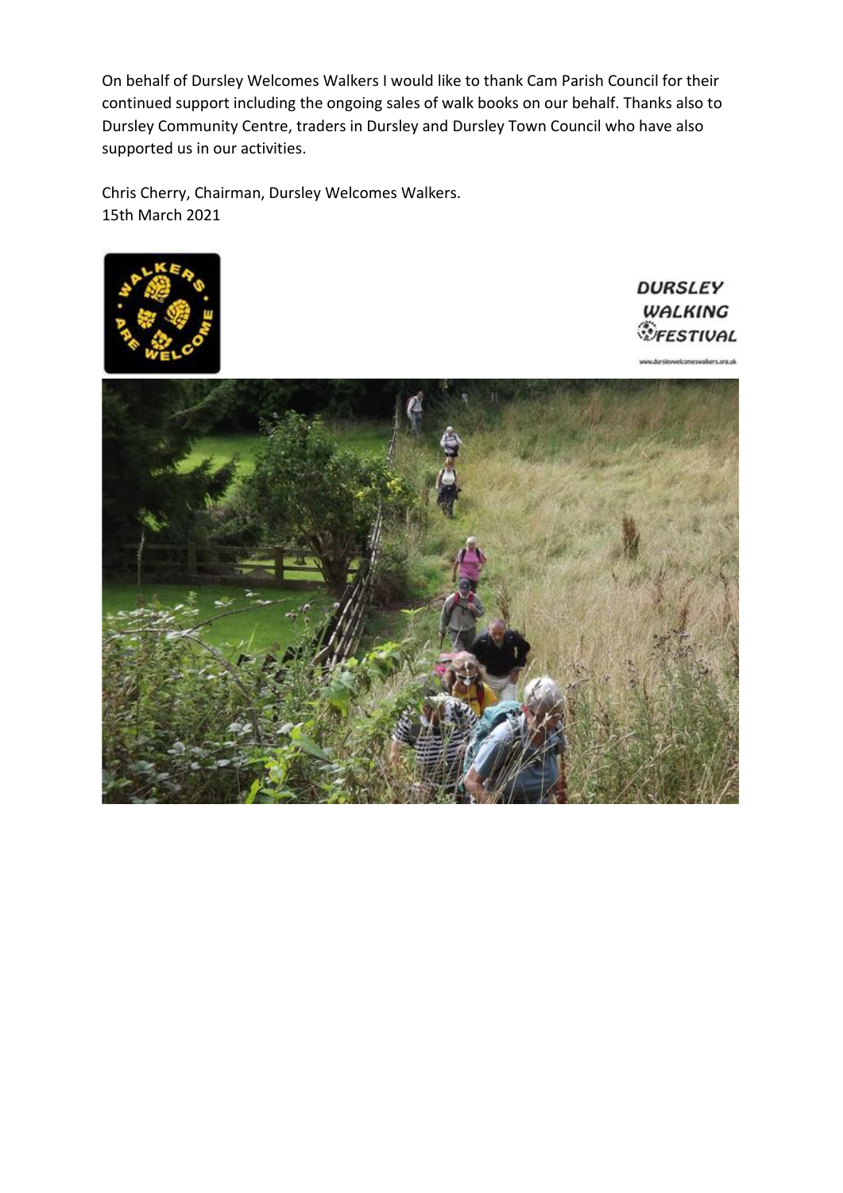On behalf of Dursley Welcomes Walkers I would like to thank Cam Parish Council for their continued support including the ongoing sales of walk books on our behalf. Thanks also to Dursley Community Centre, traders in Dursley and Dursley Town Council who have also supported us in our activities.

Chris Cherry, Chairman, Dursley Welcomes Walkers.
15th March 2021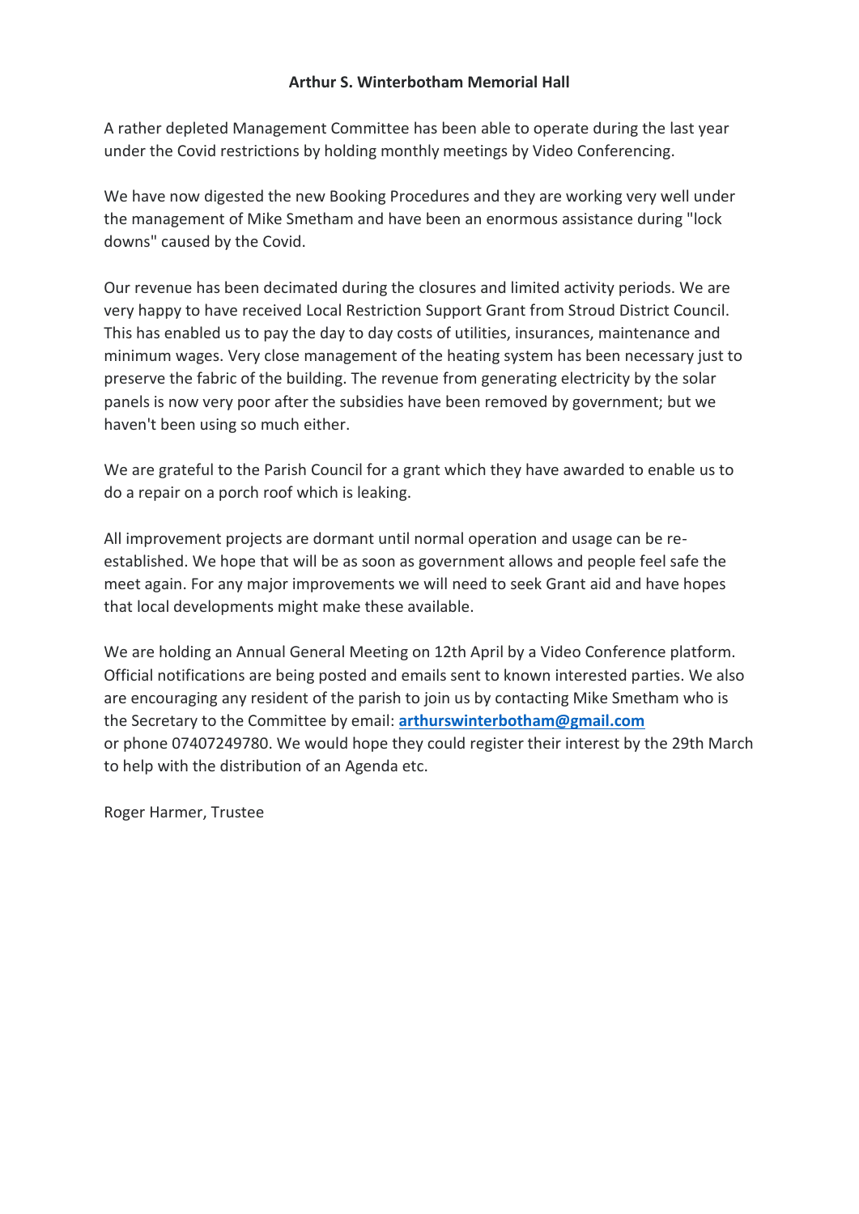**Arthur S. Winterbotham Memorial Hall**

A rather depleted Management Committee has been able to operate during the last year under the Covid restrictions by holding monthly meetings by Video Conferencing.

We have now digested the new Booking Procedures and they are working very well under the management of Mike Smetham and have been an enormous assistance during "lock downs" caused by the Covid.

Our revenue has been decimated during the closures and limited activity periods. We are very happy to have received Local Restriction Support Grant from Stroud District Council. This has enabled us to pay the day to day costs of utilities, insurances, maintenance and minimum wages. Very close management of the heating system has been necessary just to preserve the fabric of the building. The revenue from generating electricity by the solar panels is now very poor after the subsidies have been removed by government; but we haven't been using so much either.

We are grateful to the Parish Council for a grant which they have awarded to enable us to do a repair on a porch roof which is leaking.

All improvement projects are dormant until normal operation and usage can be re-established. We hope that will be as soon as government allows and people feel safe the meet again. For any major improvements we will need to seek Grant aid and have hopes that local developments might make these available.

We are holding an Annual General Meeting on 12th April by a Video Conference platform. Official notifications are being posted and emails sent to known interested parties. We also are encouraging any resident of the parish to join us by contacting Mike Smetham who is the Secretary to the Committee by email: **arthurswinterbotham@gmail.com**
or phone 07407249780. We would hope they could register their interest by the 29th March to help with the distribution of an Agenda etc.

Roger Harmer, Trustee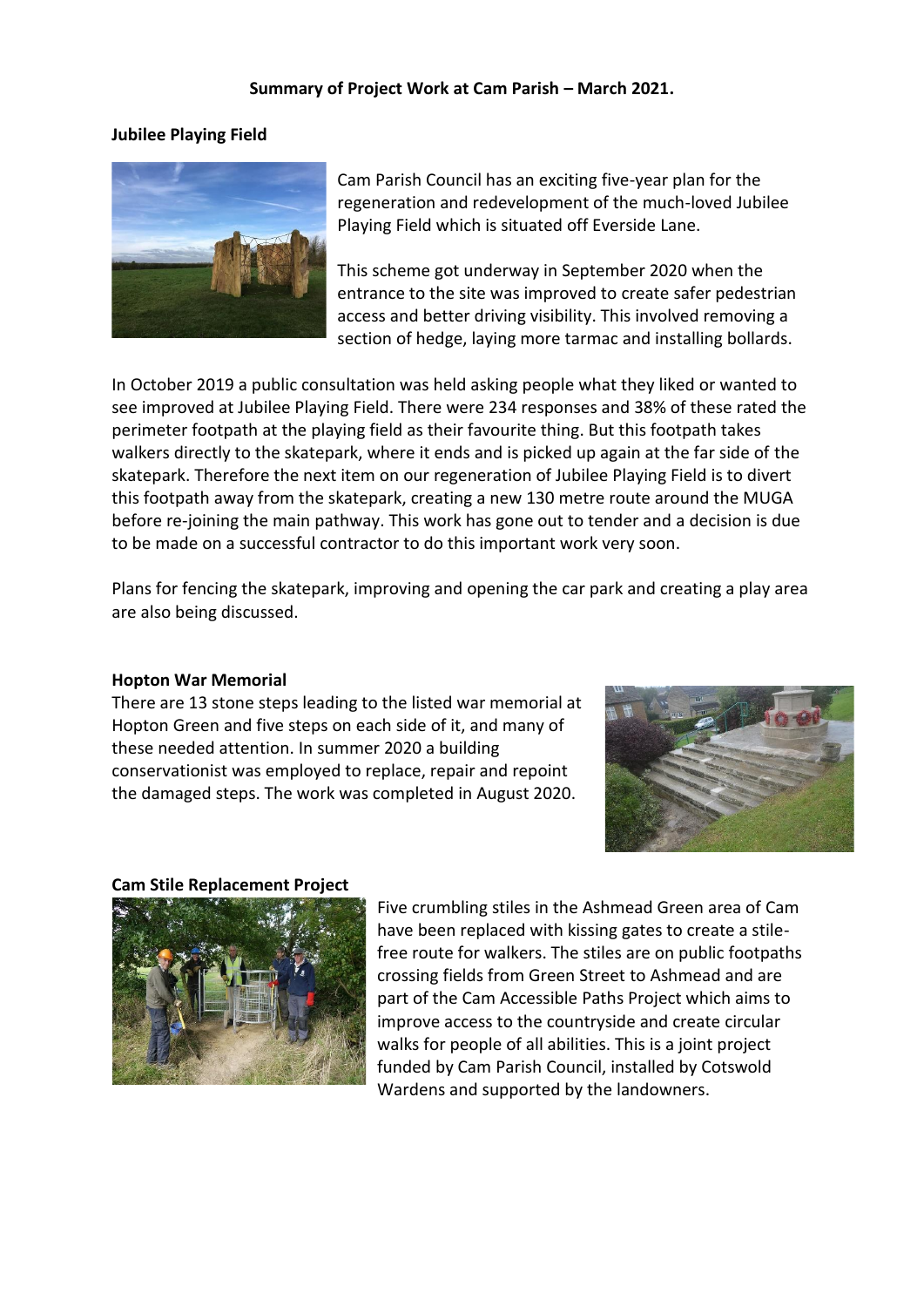**Summary of Project Work at Cam Parish – March 2021.**

**Jubilee Playing Field**

Cam Parish Council has an exciting five-year plan for the regeneration and redevelopment of the much-loved Jubilee Playing Field which is situated off Everside Lane.

This scheme got underway in September 2020 when the entrance to the site was improved to create safer pedestrian access and better driving visibility. This involved removing a section of hedge, laying more tarmac and installing bollards.

In October 2019 a public consultation was held asking people what they liked or wanted to see improved at Jubilee Playing Field. There were 234 responses and 38% of these rated the perimeter footpath at the playing field as their favourite thing. But this footpath takes walkers directly to the skatepark, where it ends and is picked up again at the far side of the skatepark. Therefore the next item on our regeneration of Jubilee Playing Field is to divert this footpath away from the skatepark, creating a new 130 metre route around the MUGA before re-joining the main pathway. This work has gone out to tender and a decision is due to be made on a successful contractor to do this important work very soon.

Plans for fencing the skatepark, improving and opening the car park and creating a play area are also being discussed.

**Hopton War Memorial**

There are 13 stone steps leading to the listed war memorial at Hopton Green and five steps on each side of it, and many of these needed attention. In summer 2020 a building conservationist was employed to replace, repair and repoint the damaged steps. The work was completed in August 2020.

**Cam Stile Replacement Project**

Five crumbling stiles in the Ashmead Green area of Cam have been replaced with kissing gates to create a stile-free route for walkers. The stiles are on public footpaths crossing fields from Green Street to Ashmead and are part of the Cam Accessible Paths Project which aims to improve access to the countryside and create circular walks for people of all abilities. This is a joint project funded by Cam Parish Council, installed by Cotswold Wardens and supported by the landowners.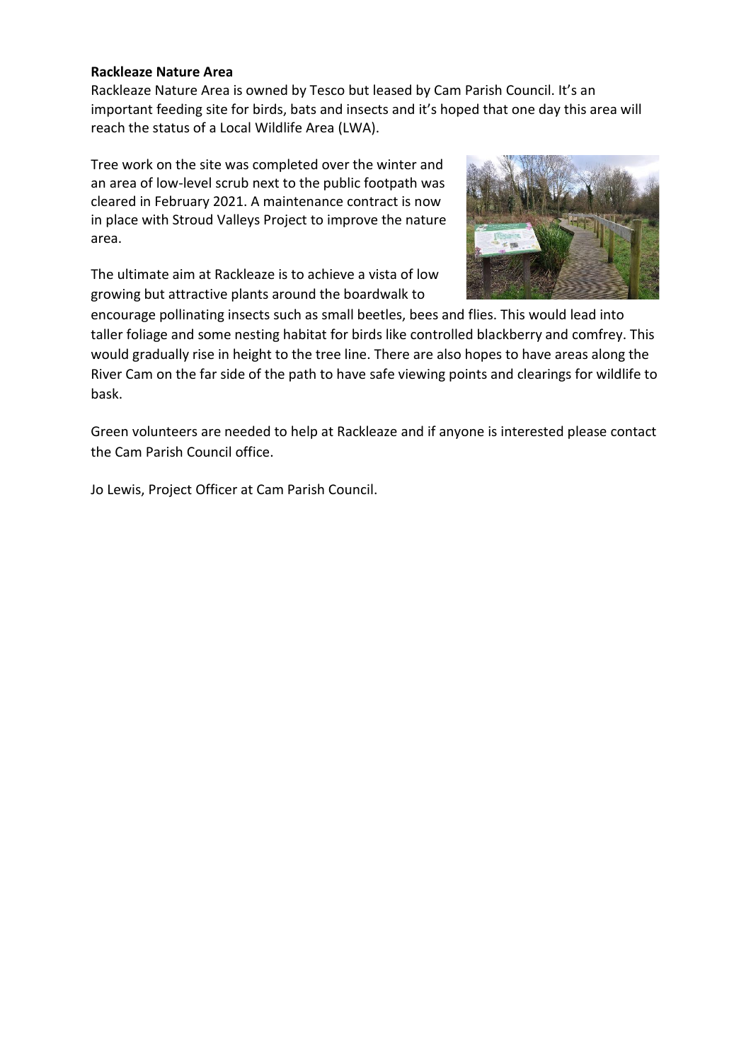**Rackleaze Nature Area**

Rackleaze Nature Area is owned by Tesco but leased by Cam Parish Council. It's an important feeding site for birds, bats and insects and it's hoped that one day this area will reach the status of a Local Wildlife Area (LWA).

Tree work on the site was completed over the winter and an area of low-level scrub next to the public footpath was cleared in February 2021. A maintenance contract is now in place with Stroud Valleys Project to improve the nature area.

The ultimate aim at Rackleaze is to achieve a vista of low growing but attractive plants around the boardwalk to encourage pollinating insects such as small beetles, bees and flies. This would lead into taller foliage and some nesting habitat for birds like controlled blackberry and comfrey. This would gradually rise in height to the tree line. There are also hopes to have areas along the River Cam on the far side of the path to have safe viewing points and clearings for wildlife to bask.

Green volunteers are needed to help at Rackleaze and if anyone is interested please contact the Cam Parish Council office.

Jo Lewis, Project Officer at Cam Parish Council.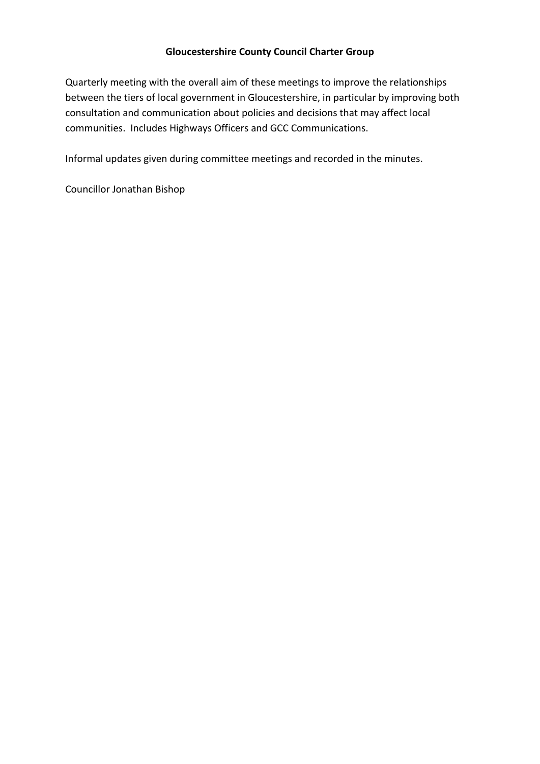**Gloucestershire County Council Charter Group**

Quarterly meeting with the overall aim of these meetings to improve the relationships between the tiers of local government in Gloucestershire, in particular by improving both consultation and communication about policies and decisions that may affect local communities. Includes Highways Officers and GCC Communications.

Informal updates given during committee meetings and recorded in the minutes.

Councillor Jonathan Bishop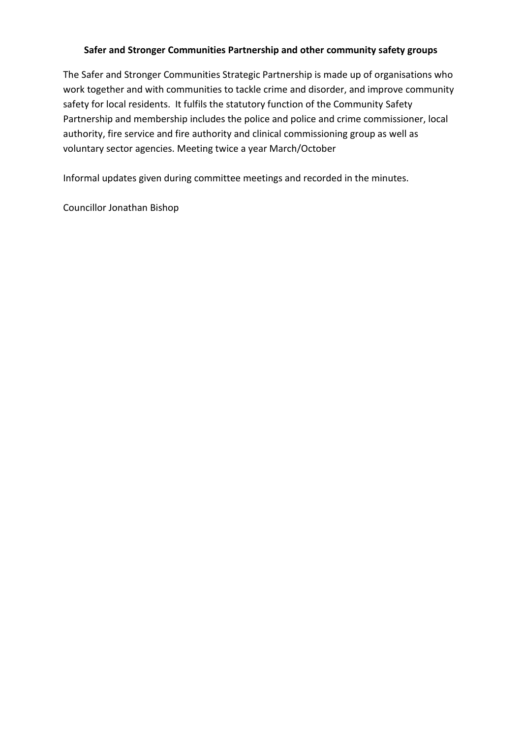**Safer and Stronger Communities Partnership and other community safety groups**

The Safer and Stronger Communities Strategic Partnership is made up of organisations who work together and with communities to tackle crime and disorder, and improve community safety for local residents. It fulfils the statutory function of the Community Safety Partnership and membership includes the police and police and crime commissioner, local authority, fire service and fire authority and clinical commissioning group as well as voluntary sector agencies. Meeting twice a year March/October

Informal updates given during committee meetings and recorded in the minutes.

Councillor Jonathan Bishop